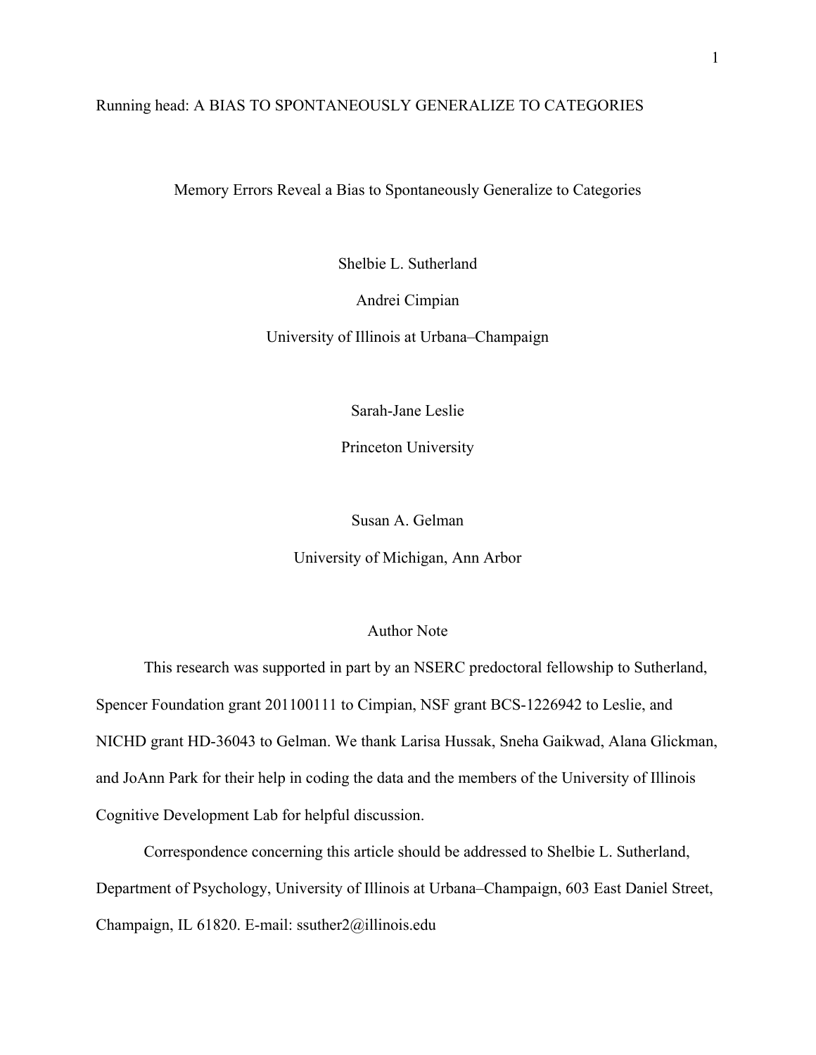Running head: A BIAS TO SPONTANEOUSLY GENERALIZE TO CATEGORIES

# Memory Errors Reveal a Bias to Spontaneously Generalize to Categories

Shelbie L. Sutherland

Andrei Cimpian

University of Illinois at Urbana–Champaign

Sarah-Jane Leslie

Princeton University

Susan A. Gelman

University of Michigan, Ann Arbor

## Author Note

This research was supported in part by an NSERC predoctoral fellowship to Sutherland, Spencer Foundation grant 201100111 to Cimpian, NSF grant BCS-1226942 to Leslie, and NICHD grant HD-36043 to Gelman. We thank Larisa Hussak, Sneha Gaikwad, Alana Glickman, and JoAnn Park for their help in coding the data and the members of the University of Illinois Cognitive Development Lab for helpful discussion.

Correspondence concerning this article should be addressed to Shelbie L. Sutherland, Department of Psychology, University of Illinois at Urbana–Champaign, 603 East Daniel Street, Champaign, IL 61820. E-mail: ssuther2@illinois.edu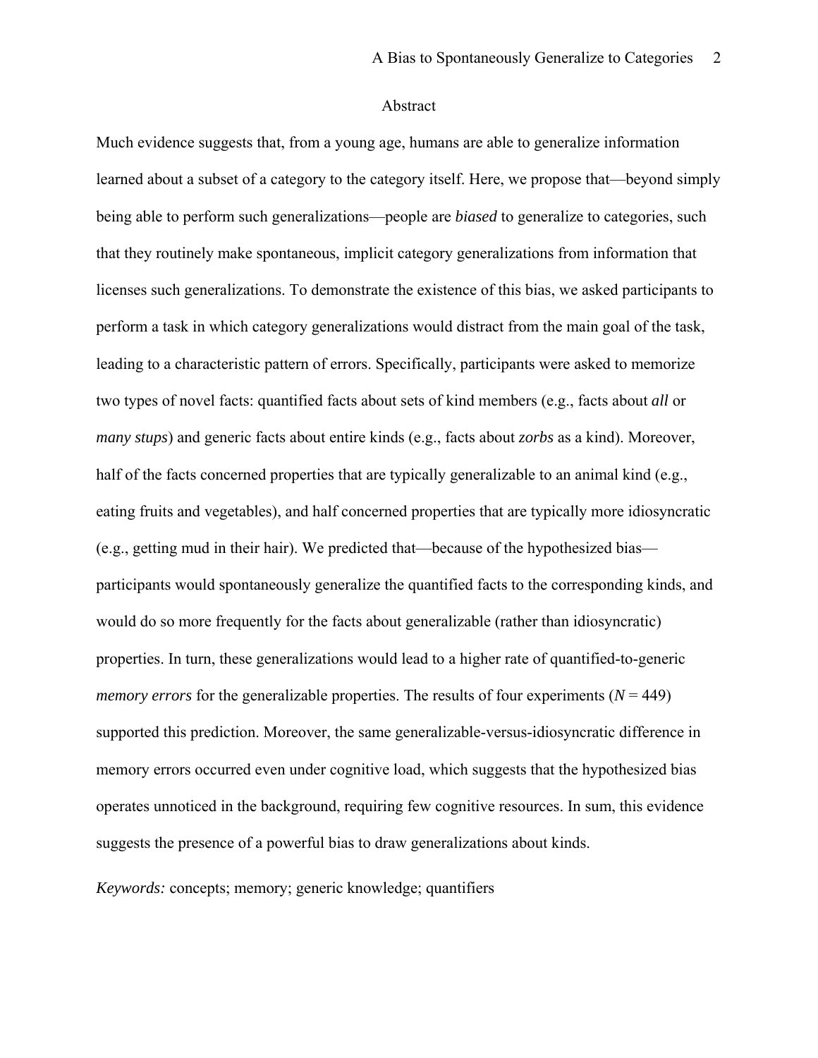# Abstract

Much evidence suggests that, from a young age, humans are able to generalize information learned about a subset of a category to the category itself. Here, we propose that—beyond simply being able to perform such generalizations—people are *biased* to generalize to categories, such that they routinely make spontaneous, implicit category generalizations from information that licenses such generalizations. To demonstrate the existence of this bias, we asked participants to perform a task in which category generalizations would distract from the main goal of the task, leading to a characteristic pattern of errors. Specifically, participants were asked to memorize two types of novel facts: quantified facts about sets of kind members (e.g., facts about *all* or *many stups*) and generic facts about entire kinds (e.g., facts about *zorbs* as a kind). Moreover, half of the facts concerned properties that are typically generalizable to an animal kind (e.g., eating fruits and vegetables), and half concerned properties that are typically more idiosyncratic (e.g., getting mud in their hair). We predicted that—because of the hypothesized bias—participants would spontaneously generalize the quantified facts to the corresponding kinds, and would do so more frequently for the facts about generalizable (rather than idiosyncratic) properties. In turn, these generalizations would lead to a higher rate of quantified-to-generic *memory errors* for the generalizable properties. The results of four experiments ($N = 449$) supported this prediction. Moreover, the same generalizable-versus-idiosyncratic difference in memory errors occurred even under cognitive load, which suggests that the hypothesized bias operates unnoticed in the background, requiring few cognitive resources. In sum, this evidence suggests the presence of a powerful bias to draw generalizations about kinds.

*Keywords:* concepts; memory; generic knowledge; quantifiers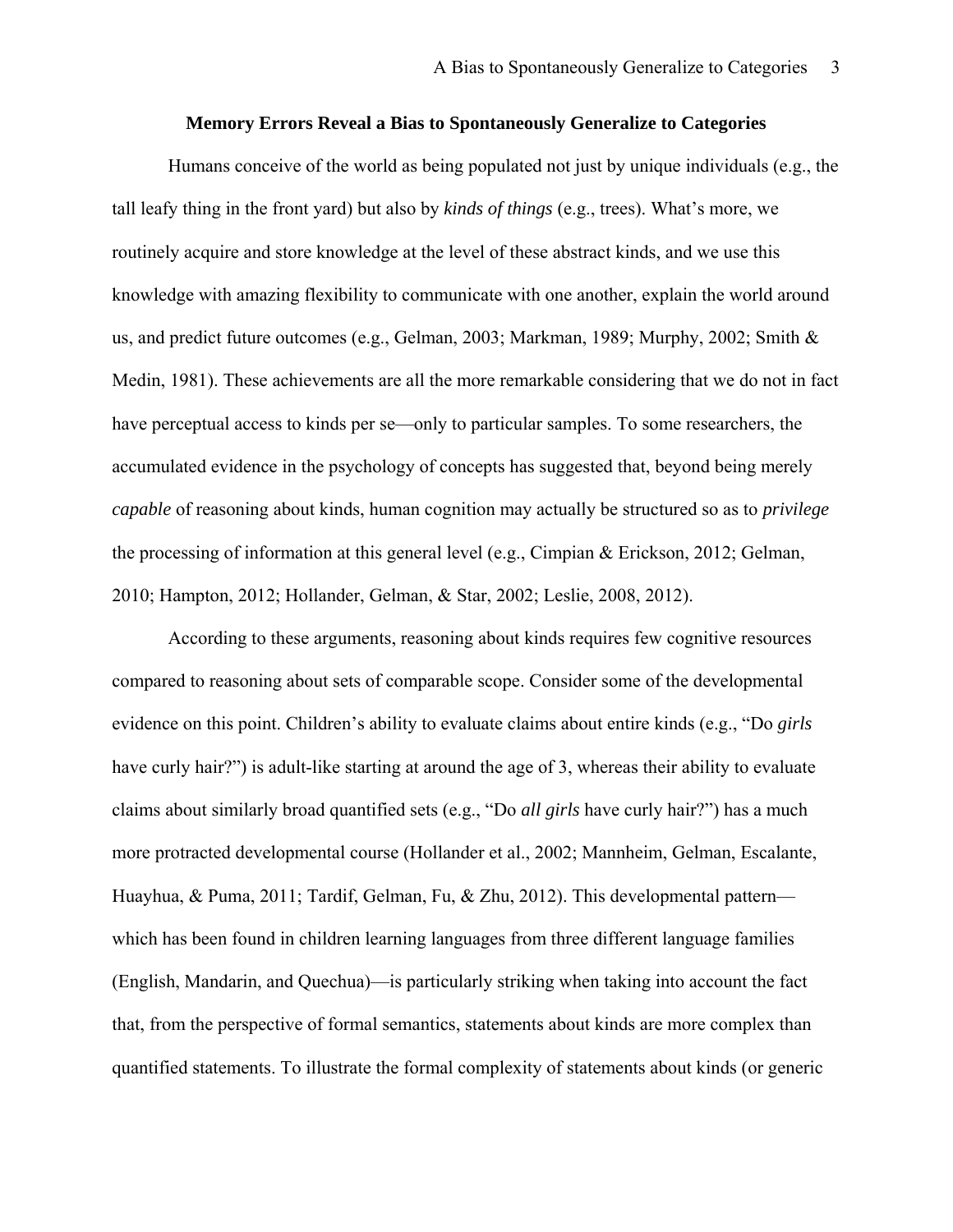# Memory Errors Reveal a Bias to Spontaneously Generalize to Categories

Humans conceive of the world as being populated not just by unique individuals (e.g., the tall leafy thing in the front yard) but also by *kinds of things* (e.g., trees). What's more, we routinely acquire and store knowledge at the level of these abstract kinds, and we use this knowledge with amazing flexibility to communicate with one another, explain the world around us, and predict future outcomes (e.g., Gelman, 2003; Markman, 1989; Murphy, 2002; Smith & Medin, 1981). These achievements are all the more remarkable considering that we do not in fact have perceptual access to kinds per se—only to particular samples. To some researchers, the accumulated evidence in the psychology of concepts has suggested that, beyond being merely *capable* of reasoning about kinds, human cognition may actually be structured so as to *privilege* the processing of information at this general level (e.g., Cimpian & Erickson, 2012; Gelman, 2010; Hampton, 2012; Hollander, Gelman, & Star, 2002; Leslie, 2008, 2012).

According to these arguments, reasoning about kinds requires few cognitive resources compared to reasoning about sets of comparable scope. Consider some of the developmental evidence on this point. Children's ability to evaluate claims about entire kinds (e.g., "Do *girls* have curly hair?") is adult-like starting at around the age of 3, whereas their ability to evaluate claims about similarly broad quantified sets (e.g., "Do *all girls* have curly hair?") has a much more protracted developmental course (Hollander et al., 2002; Mannheim, Gelman, Escalante, Huayhua, & Puma, 2011; Tardif, Gelman, Fu, & Zhu, 2012). This developmental pattern—which has been found in children learning languages from three different language families (English, Mandarin, and Quechua)—is particularly striking when taking into account the fact that, from the perspective of formal semantics, statements about kinds are more complex than quantified statements. To illustrate the formal complexity of statements about kinds (or generic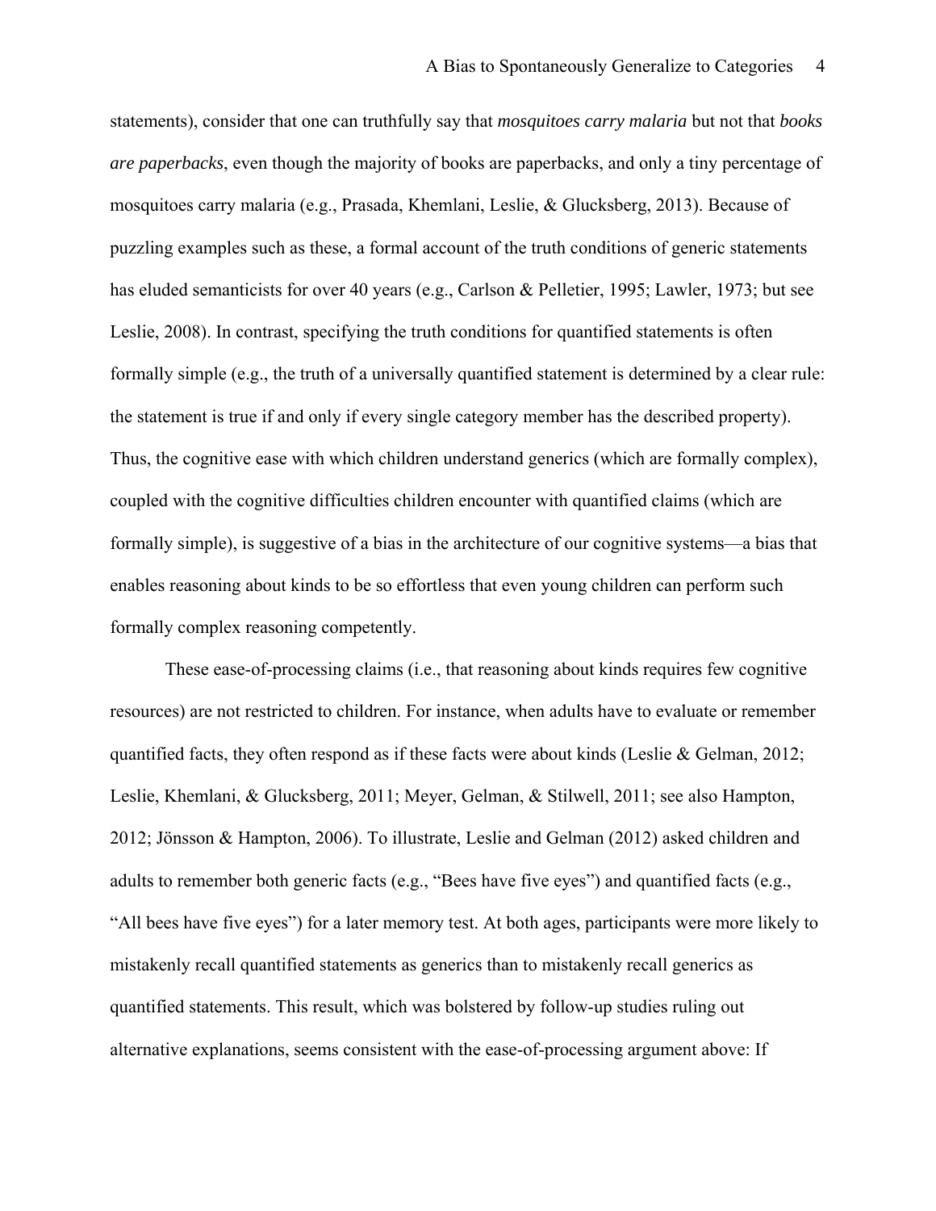statements), consider that one can truthfully say that *mosquitoes carry malaria* but not that *books are paperbacks*, even though the majority of books are paperbacks, and only a tiny percentage of mosquitoes carry malaria (e.g., Prasada, Khemlani, Leslie, & Glucksberg, 2013). Because of puzzling examples such as these, a formal account of the truth conditions of generic statements has eluded semanticists for over 40 years (e.g., Carlson & Pelletier, 1995; Lawler, 1973; but see Leslie, 2008). In contrast, specifying the truth conditions for quantified statements is often formally simple (e.g., the truth of a universally quantified statement is determined by a clear rule: the statement is true if and only if every single category member has the described property). Thus, the cognitive ease with which children understand generics (which are formally complex), coupled with the cognitive difficulties children encounter with quantified claims (which are formally simple), is suggestive of a bias in the architecture of our cognitive systems—a bias that enables reasoning about kinds to be so effortless that even young children can perform such formally complex reasoning competently.

These ease-of-processing claims (i.e., that reasoning about kinds requires few cognitive resources) are not restricted to children. For instance, when adults have to evaluate or remember quantified facts, they often respond as if these facts were about kinds (Leslie & Gelman, 2012; Leslie, Khemlani, & Glucksberg, 2011; Meyer, Gelman, & Stilwell, 2011; see also Hampton, 2012; Jönsson & Hampton, 2006). To illustrate, Leslie and Gelman (2012) asked children and adults to remember both generic facts (e.g., "Bees have five eyes") and quantified facts (e.g., "All bees have five eyes") for a later memory test. At both ages, participants were more likely to mistakenly recall quantified statements as generics than to mistakenly recall generics as quantified statements. This result, which was bolstered by follow-up studies ruling out alternative explanations, seems consistent with the ease-of-processing argument above: If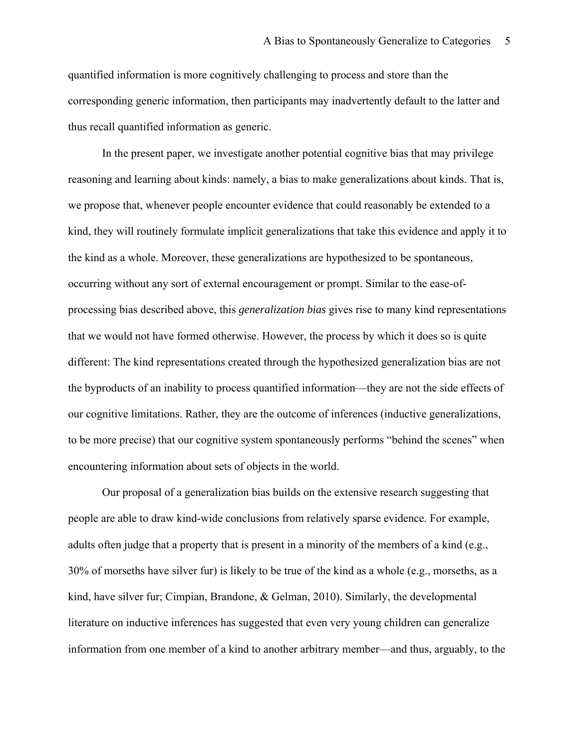quantified information is more cognitively challenging to process and store than the corresponding generic information, then participants may inadvertently default to the latter and thus recall quantified information as generic.

In the present paper, we investigate another potential cognitive bias that may privilege reasoning and learning about kinds: namely, a bias to make generalizations about kinds. That is, we propose that, whenever people encounter evidence that could reasonably be extended to a kind, they will routinely formulate implicit generalizations that take this evidence and apply it to the kind as a whole. Moreover, these generalizations are hypothesized to be spontaneous, occurring without any sort of external encouragement or prompt. Similar to the ease-of-processing bias described above, this *generalization bias* gives rise to many kind representations that we would not have formed otherwise. However, the process by which it does so is quite different: The kind representations created through the hypothesized generalization bias are not the byproducts of an inability to process quantified information—they are not the side effects of our cognitive limitations. Rather, they are the outcome of inferences (inductive generalizations, to be more precise) that our cognitive system spontaneously performs "behind the scenes" when encountering information about sets of objects in the world.

Our proposal of a generalization bias builds on the extensive research suggesting that people are able to draw kind-wide conclusions from relatively sparse evidence. For example, adults often judge that a property that is present in a minority of the members of a kind (e.g., 30% of morseths have silver fur) is likely to be true of the kind as a whole (e.g., morseths, as a kind, have silver fur; Cimpian, Brandone, & Gelman, 2010). Similarly, the developmental literature on inductive inferences has suggested that even very young children can generalize information from one member of a kind to another arbitrary member—and thus, arguably, to the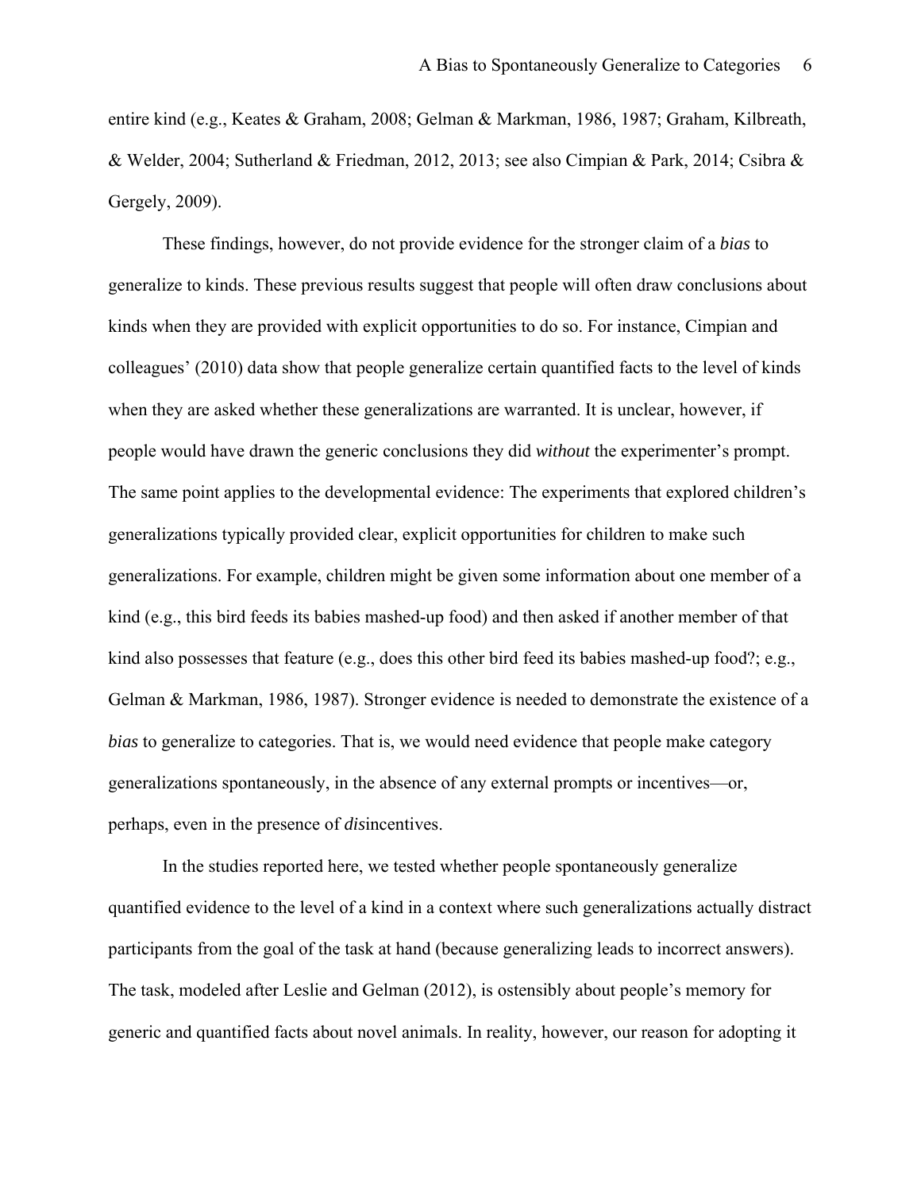entire kind (e.g., Keates & Graham, 2008; Gelman & Markman, 1986, 1987; Graham, Kilbreath, & Welder, 2004; Sutherland & Friedman, 2012, 2013; see also Cimpian & Park, 2014; Csibra & Gergely, 2009).

These findings, however, do not provide evidence for the stronger claim of a *bias* to generalize to kinds. These previous results suggest that people will often draw conclusions about kinds when they are provided with explicit opportunities to do so. For instance, Cimpian and colleagues' (2010) data show that people generalize certain quantified facts to the level of kinds when they are asked whether these generalizations are warranted. It is unclear, however, if people would have drawn the generic conclusions they did *without* the experimenter's prompt. The same point applies to the developmental evidence: The experiments that explored children's generalizations typically provided clear, explicit opportunities for children to make such generalizations. For example, children might be given some information about one member of a kind (e.g., this bird feeds its babies mashed-up food) and then asked if another member of that kind also possesses that feature (e.g., does this other bird feed its babies mashed-up food?; e.g., Gelman & Markman, 1986, 1987). Stronger evidence is needed to demonstrate the existence of a *bias* to generalize to categories. That is, we would need evidence that people make category generalizations spontaneously, in the absence of any external prompts or incentives—or, perhaps, even in the presence of *dis*incentives.

In the studies reported here, we tested whether people spontaneously generalize quantified evidence to the level of a kind in a context where such generalizations actually distract participants from the goal of the task at hand (because generalizing leads to incorrect answers). The task, modeled after Leslie and Gelman (2012), is ostensibly about people's memory for generic and quantified facts about novel animals. In reality, however, our reason for adopting it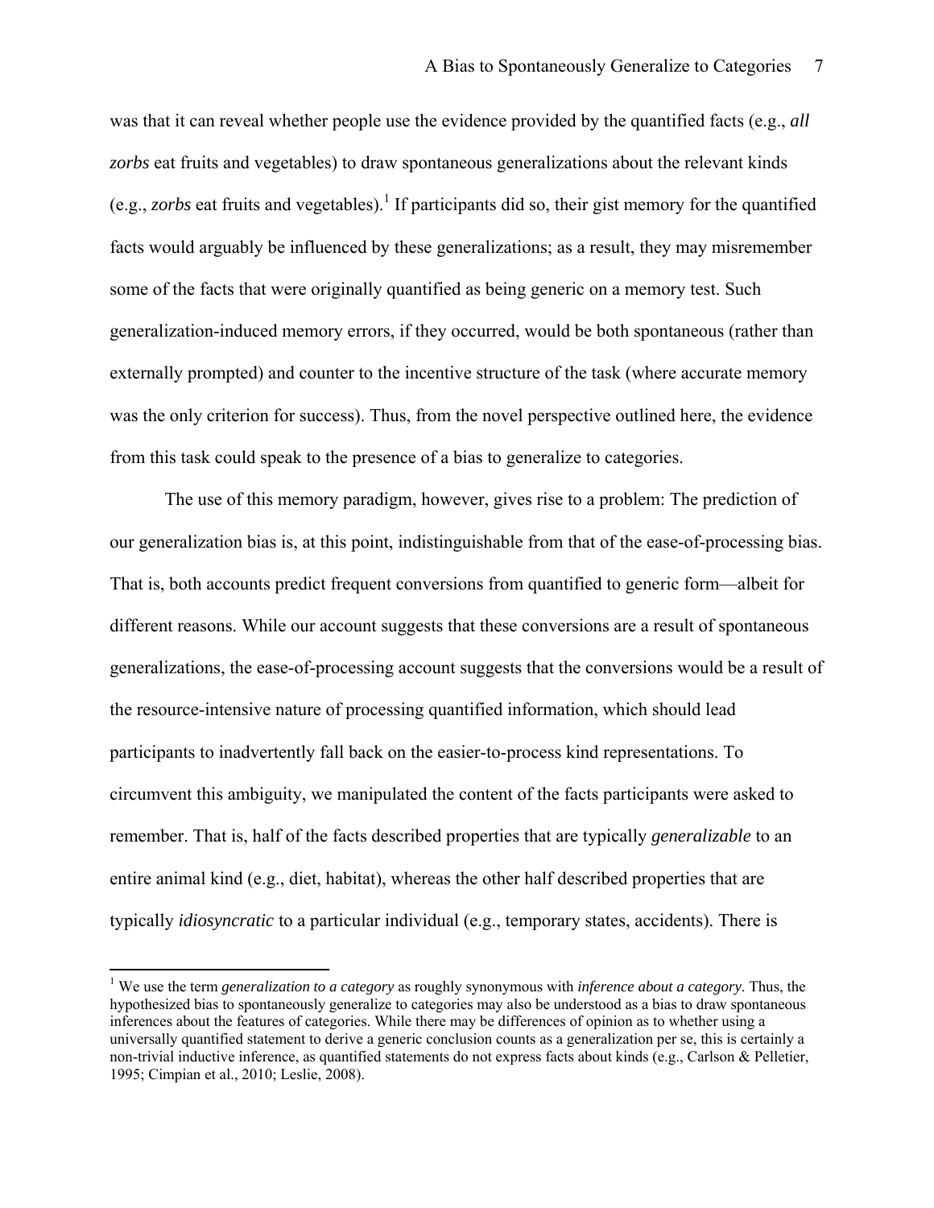was that it can reveal whether people use the evidence provided by the quantified facts (e.g., *all zorbs* eat fruits and vegetables) to draw spontaneous generalizations about the relevant kinds (e.g., *zorbs* eat fruits and vegetables).[1] If participants did so, their gist memory for the quantified facts would arguably be influenced by these generalizations; as a result, they may misremember some of the facts that were originally quantified as being generic on a memory test. Such generalization-induced memory errors, if they occurred, would be both spontaneous (rather than externally prompted) and counter to the incentive structure of the task (where accurate memory was the only criterion for success). Thus, from the novel perspective outlined here, the evidence from this task could speak to the presence of a bias to generalize to categories.

The use of this memory paradigm, however, gives rise to a problem: The prediction of our generalization bias is, at this point, indistinguishable from that of the ease-of-processing bias. That is, both accounts predict frequent conversions from quantified to generic form—albeit for different reasons. While our account suggests that these conversions are a result of spontaneous generalizations, the ease-of-processing account suggests that the conversions would be a result of the resource-intensive nature of processing quantified information, which should lead participants to inadvertently fall back on the easier-to-process kind representations. To circumvent this ambiguity, we manipulated the content of the facts participants were asked to remember. That is, half of the facts described properties that are typically *generalizable* to an entire animal kind (e.g., diet, habitat), whereas the other half described properties that are typically *idiosyncratic* to a particular individual (e.g., temporary states, accidents). There is

[1] We use the term *generalization to a category* as roughly synonymous with *inference about a category*. Thus, the hypothesized bias to spontaneously generalize to categories may also be understood as a bias to draw spontaneous inferences about the features of categories. While there may be differences of opinion as to whether using a universally quantified statement to derive a generic conclusion counts as a generalization per se, this is certainly a non-trivial inductive inference, as quantified statements do not express facts about kinds (e.g., Carlson & Pelletier, 1995; Cimpian et al., 2010; Leslie, 2008).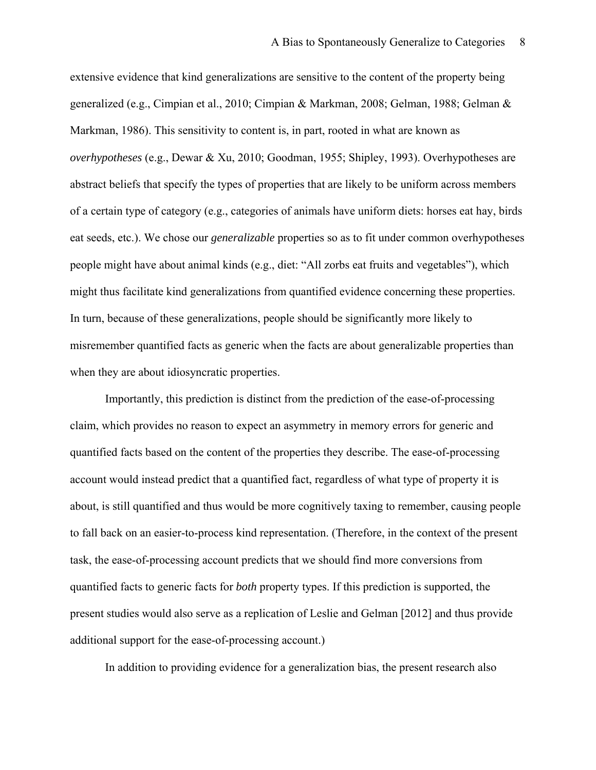extensive evidence that kind generalizations are sensitive to the content of the property being generalized (e.g., Cimpian et al., 2010; Cimpian & Markman, 2008; Gelman, 1988; Gelman & Markman, 1986). This sensitivity to content is, in part, rooted in what are known as *overhypotheses* (e.g., Dewar & Xu, 2010; Goodman, 1955; Shipley, 1993). Overhypotheses are abstract beliefs that specify the types of properties that are likely to be uniform across members of a certain type of category (e.g., categories of animals have uniform diets: horses eat hay, birds eat seeds, etc.). We chose our *generalizable* properties so as to fit under common overhypotheses people might have about animal kinds (e.g., diet: "All zorbs eat fruits and vegetables"), which might thus facilitate kind generalizations from quantified evidence concerning these properties. In turn, because of these generalizations, people should be significantly more likely to misremember quantified facts as generic when the facts are about generalizable properties than when they are about idiosyncratic properties.

Importantly, this prediction is distinct from the prediction of the ease-of-processing claim, which provides no reason to expect an asymmetry in memory errors for generic and quantified facts based on the content of the properties they describe. The ease-of-processing account would instead predict that a quantified fact, regardless of what type of property it is about, is still quantified and thus would be more cognitively taxing to remember, causing people to fall back on an easier-to-process kind representation. (Therefore, in the context of the present task, the ease-of-processing account predicts that we should find more conversions from quantified facts to generic facts for *both* property types. If this prediction is supported, the present studies would also serve as a replication of Leslie and Gelman [2012] and thus provide additional support for the ease-of-processing account.)

In addition to providing evidence for a generalization bias, the present research also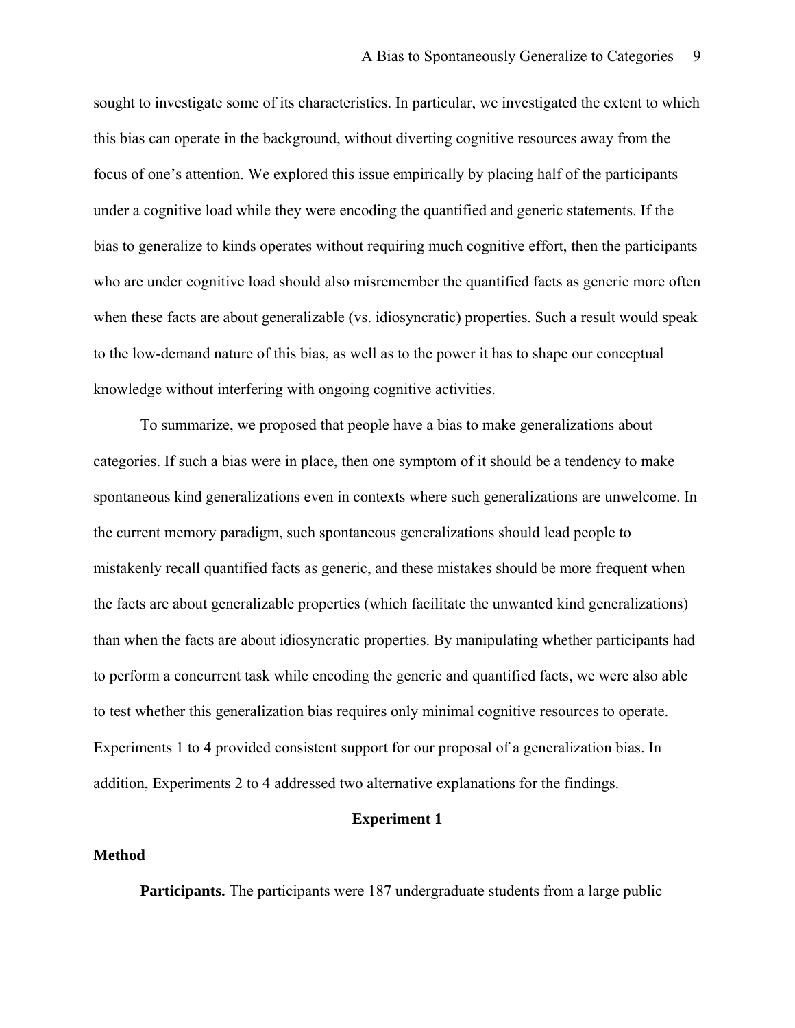sought to investigate some of its characteristics. In particular, we investigated the extent to which this bias can operate in the background, without diverting cognitive resources away from the focus of one's attention. We explored this issue empirically by placing half of the participants under a cognitive load while they were encoding the quantified and generic statements. If the bias to generalize to kinds operates without requiring much cognitive effort, then the participants who are under cognitive load should also misremember the quantified facts as generic more often when these facts are about generalizable (vs. idiosyncratic) properties. Such a result would speak to the low-demand nature of this bias, as well as to the power it has to shape our conceptual knowledge without interfering with ongoing cognitive activities.

To summarize, we proposed that people have a bias to make generalizations about categories. If such a bias were in place, then one symptom of it should be a tendency to make spontaneous kind generalizations even in contexts where such generalizations are unwelcome. In the current memory paradigm, such spontaneous generalizations should lead people to mistakenly recall quantified facts as generic, and these mistakes should be more frequent when the facts are about generalizable properties (which facilitate the unwanted kind generalizations) than when the facts are about idiosyncratic properties. By manipulating whether participants had to perform a concurrent task while encoding the generic and quantified facts, we were also able to test whether this generalization bias requires only minimal cognitive resources to operate. Experiments 1 to 4 provided consistent support for our proposal of a generalization bias. In addition, Experiments 2 to 4 addressed two alternative explanations for the findings.

## Experiment 1

### Method

**Participants.** The participants were 187 undergraduate students from a large public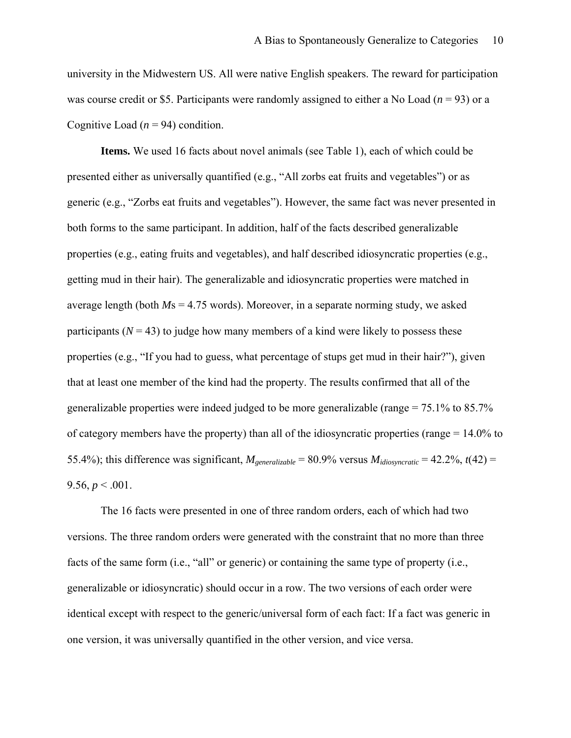university in the Midwestern US. All were native English speakers. The reward for participation was course credit or $5. Participants were randomly assigned to either a No Load ($n$ = 93) or a Cognitive Load ($n$ = 94) condition.

**Items.** We used 16 facts about novel animals (see Table 1), each of which could be presented either as universally quantified (e.g., "All zorbs eat fruits and vegetables") or as generic (e.g., "Zorbs eat fruits and vegetables"). However, the same fact was never presented in both forms to the same participant. In addition, half of the facts described generalizable properties (e.g., eating fruits and vegetables), and half described idiosyncratic properties (e.g., getting mud in their hair). The generalizable and idiosyncratic properties were matched in average length (both $M$s = 4.75 words). Moreover, in a separate norming study, we asked participants ($N$ = 43) to judge how many members of a kind were likely to possess these properties (e.g., "If you had to guess, what percentage of stups get mud in their hair?"), given that at least one member of the kind had the property. The results confirmed that all of the generalizable properties were indeed judged to be more generalizable (range = 75.1% to 85.7% of category members have the property) than all of the idiosyncratic properties (range = 14.0% to 55.4%); this difference was significant, $M_{generalizable}$ = 80.9% versus $M_{idiosyncratic}$ = 42.2%, $t(42) = 9.56$, $p < .001$.

The 16 facts were presented in one of three random orders, each of which had two versions. The three random orders were generated with the constraint that no more than three facts of the same form (i.e., "all" or generic) or containing the same type of property (i.e., generalizable or idiosyncratic) should occur in a row. The two versions of each order were identical except with respect to the generic/universal form of each fact: If a fact was generic in one version, it was universally quantified in the other version, and vice versa.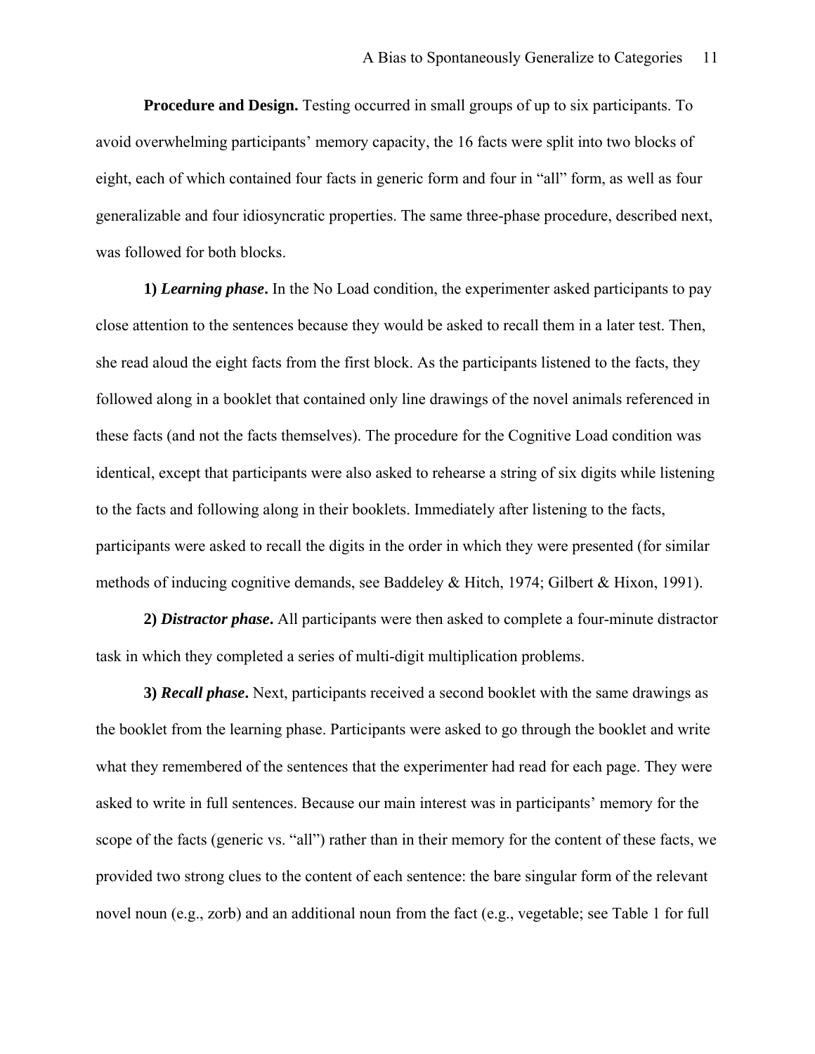**Procedure and Design.** Testing occurred in small groups of up to six participants. To avoid overwhelming participants' memory capacity, the 16 facts were split into two blocks of eight, each of which contained four facts in generic form and four in "all" form, as well as four generalizable and four idiosyncratic properties. The same three-phase procedure, described next, was followed for both blocks.

**1)** ***Learning phase*****.** In the No Load condition, the experimenter asked participants to pay close attention to the sentences because they would be asked to recall them in a later test. Then, she read aloud the eight facts from the first block. As the participants listened to the facts, they followed along in a booklet that contained only line drawings of the novel animals referenced in these facts (and not the facts themselves). The procedure for the Cognitive Load condition was identical, except that participants were also asked to rehearse a string of six digits while listening to the facts and following along in their booklets. Immediately after listening to the facts, participants were asked to recall the digits in the order in which they were presented (for similar methods of inducing cognitive demands, see Baddeley & Hitch, 1974; Gilbert & Hixon, 1991).

**2)** ***Distractor phase*****.** All participants were then asked to complete a four-minute distractor task in which they completed a series of multi-digit multiplication problems.

**3)** ***Recall phase*****.** Next, participants received a second booklet with the same drawings as the booklet from the learning phase. Participants were asked to go through the booklet and write what they remembered of the sentences that the experimenter had read for each page. They were asked to write in full sentences. Because our main interest was in participants' memory for the scope of the facts (generic vs. "all") rather than in their memory for the content of these facts, we provided two strong clues to the content of each sentence: the bare singular form of the relevant novel noun (e.g., zorb) and an additional noun from the fact (e.g., vegetable; see Table 1 for full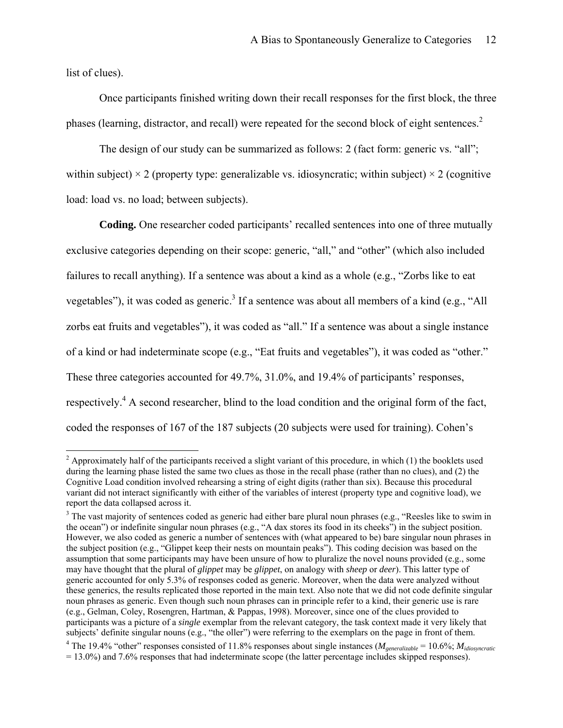list of clues).

Once participants finished writing down their recall responses for the first block, the three phases (learning, distractor, and recall) were repeated for the second block of eight sentences.[2]

The design of our study can be summarized as follows: 2 (fact form: generic vs. “all”; within subject) × 2 (property type: generalizable vs. idiosyncratic; within subject) × 2 (cognitive load: load vs. no load; between subjects).

**Coding.** One researcher coded participants’ recalled sentences into one of three mutually exclusive categories depending on their scope: generic, “all,” and “other” (which also included failures to recall anything). If a sentence was about a kind as a whole (e.g., “Zorbs like to eat vegetables”), it was coded as generic.[3] If a sentence was about all members of a kind (e.g., “All zorbs eat fruits and vegetables”), it was coded as “all.” If a sentence was about a single instance of a kind or had indeterminate scope (e.g., “Eat fruits and vegetables”), it was coded as “other.” These three categories accounted for 49.7%, 31.0%, and 19.4% of participants’ responses, respectively.[4] A second researcher, blind to the load condition and the original form of the fact, coded the responses of 167 of the 187 subjects (20 subjects were used for training). Cohen’s

---

[2] Approximately half of the participants received a slight variant of this procedure, in which (1) the booklets used during the learning phase listed the same two clues as those in the recall phase (rather than no clues), and (2) the Cognitive Load condition involved rehearsing a string of eight digits (rather than six). Because this procedural variant did not interact significantly with either of the variables of interest (property type and cognitive load), we report the data collapsed across it.

[3] The vast majority of sentences coded as generic had either bare plural noun phrases (e.g., “Reesles like to swim in the ocean”) or indefinite singular noun phrases (e.g., “A dax stores its food in its cheeks”) in the subject position. However, we also coded as generic a number of sentences with (what appeared to be) bare singular noun phrases in the subject position (e.g., “Glippet keep their nests on mountain peaks”). This coding decision was based on the assumption that some participants may have been unsure of how to pluralize the novel nouns provided (e.g., some may have thought that the plural of *glippet* may be *glippet*, on analogy with *sheep* or *deer*). This latter type of generic accounted for only 5.3% of responses coded as generic. Moreover, when the data were analyzed without these generics, the results replicated those reported in the main text. Also note that we did not code definite singular noun phrases as generic. Even though such noun phrases can in principle refer to a kind, their generic use is rare (e.g., Gelman, Coley, Rosengren, Hartman, & Pappas, 1998). Moreover, since one of the clues provided to participants was a picture of a *single* exemplar from the relevant category, the task context made it very likely that subjects’ definite singular nouns (e.g., “the oller”) were referring to the exemplars on the page in front of them.

[4] The 19.4% “other” responses consisted of 11.8% responses about single instances ($M_{generalizable}$ = 10.6%; $M_{idiosyncratic}$ = 13.0%) and 7.6% responses that had indeterminate scope (the latter percentage includes skipped responses).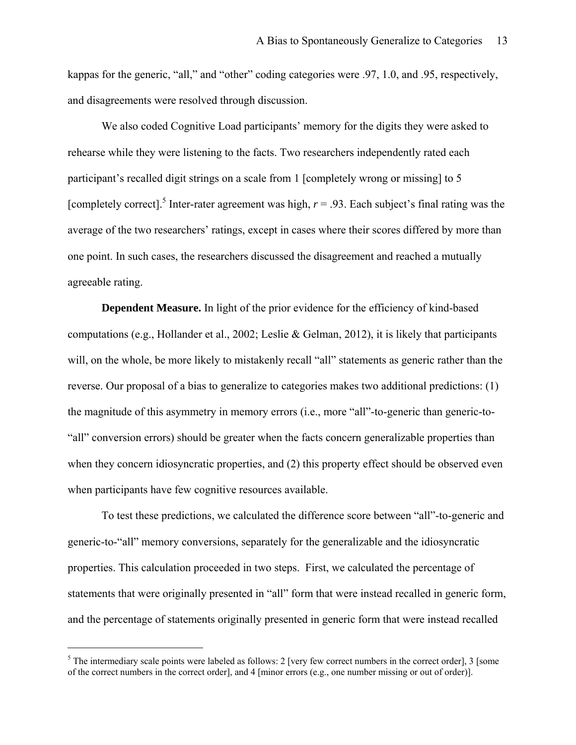kappas for the generic, "all," and "other" coding categories were .97, 1.0, and .95, respectively, and disagreements were resolved through discussion.

We also coded Cognitive Load participants' memory for the digits they were asked to rehearse while they were listening to the facts. Two researchers independently rated each participant's recalled digit strings on a scale from 1 [completely wrong or missing] to 5 [completely correct].[5] Inter-rater agreement was high, $r = .93$. Each subject's final rating was the average of the two researchers' ratings, except in cases where their scores differed by more than one point. In such cases, the researchers discussed the disagreement and reached a mutually agreeable rating.

**Dependent Measure.** In light of the prior evidence for the efficiency of kind-based computations (e.g., Hollander et al., 2002; Leslie & Gelman, 2012), it is likely that participants will, on the whole, be more likely to mistakenly recall "all" statements as generic rather than the reverse. Our proposal of a bias to generalize to categories makes two additional predictions: (1) the magnitude of this asymmetry in memory errors (i.e., more "all"-to-generic than generic-to-"all" conversion errors) should be greater when the facts concern generalizable properties than when they concern idiosyncratic properties, and (2) this property effect should be observed even when participants have few cognitive resources available.

To test these predictions, we calculated the difference score between "all"-to-generic and generic-to-"all" memory conversions, separately for the generalizable and the idiosyncratic properties. This calculation proceeded in two steps. First, we calculated the percentage of statements that were originally presented in "all" form that were instead recalled in generic form, and the percentage of statements originally presented in generic form that were instead recalled

---

[5] The intermediary scale points were labeled as follows: 2 [very few correct numbers in the correct order], 3 [some of the correct numbers in the correct order], and 4 [minor errors (e.g., one number missing or out of order)].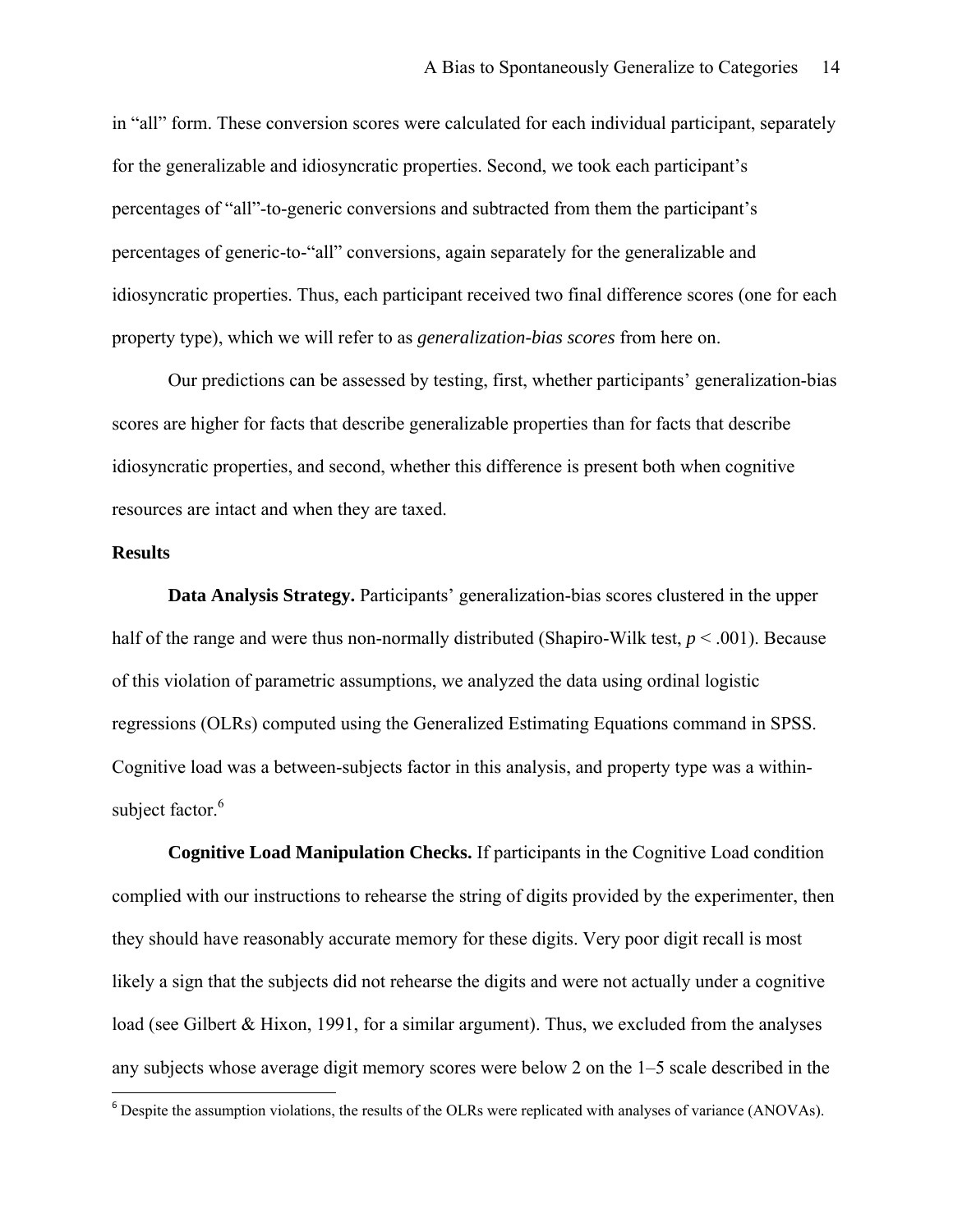in "all" form. These conversion scores were calculated for each individual participant, separately for the generalizable and idiosyncratic properties. Second, we took each participant's percentages of "all"-to-generic conversions and subtracted from them the participant's percentages of generic-to-"all" conversions, again separately for the generalizable and idiosyncratic properties. Thus, each participant received two final difference scores (one for each property type), which we will refer to as *generalization-bias scores* from here on.

Our predictions can be assessed by testing, first, whether participants' generalization-bias scores are higher for facts that describe generalizable properties than for facts that describe idiosyncratic properties, and second, whether this difference is present both when cognitive resources are intact and when they are taxed.

## Results

**Data Analysis Strategy.** Participants' generalization-bias scores clustered in the upper half of the range and were thus non-normally distributed (Shapiro-Wilk test, $p < .001$). Because of this violation of parametric assumptions, we analyzed the data using ordinal logistic regressions (OLRs) computed using the Generalized Estimating Equations command in SPSS. Cognitive load was a between-subjects factor in this analysis, and property type was a within-subject factor.[6]

**Cognitive Load Manipulation Checks.** If participants in the Cognitive Load condition complied with our instructions to rehearse the string of digits provided by the experimenter, then they should have reasonably accurate memory for these digits. Very poor digit recall is most likely a sign that the subjects did not rehearse the digits and were not actually under a cognitive load (see Gilbert & Hixon, 1991, for a similar argument). Thus, we excluded from the analyses any subjects whose average digit memory scores were below 2 on the 1–5 scale described in the

[6] Despite the assumption violations, the results of the OLRs were replicated with analyses of variance (ANOVAs).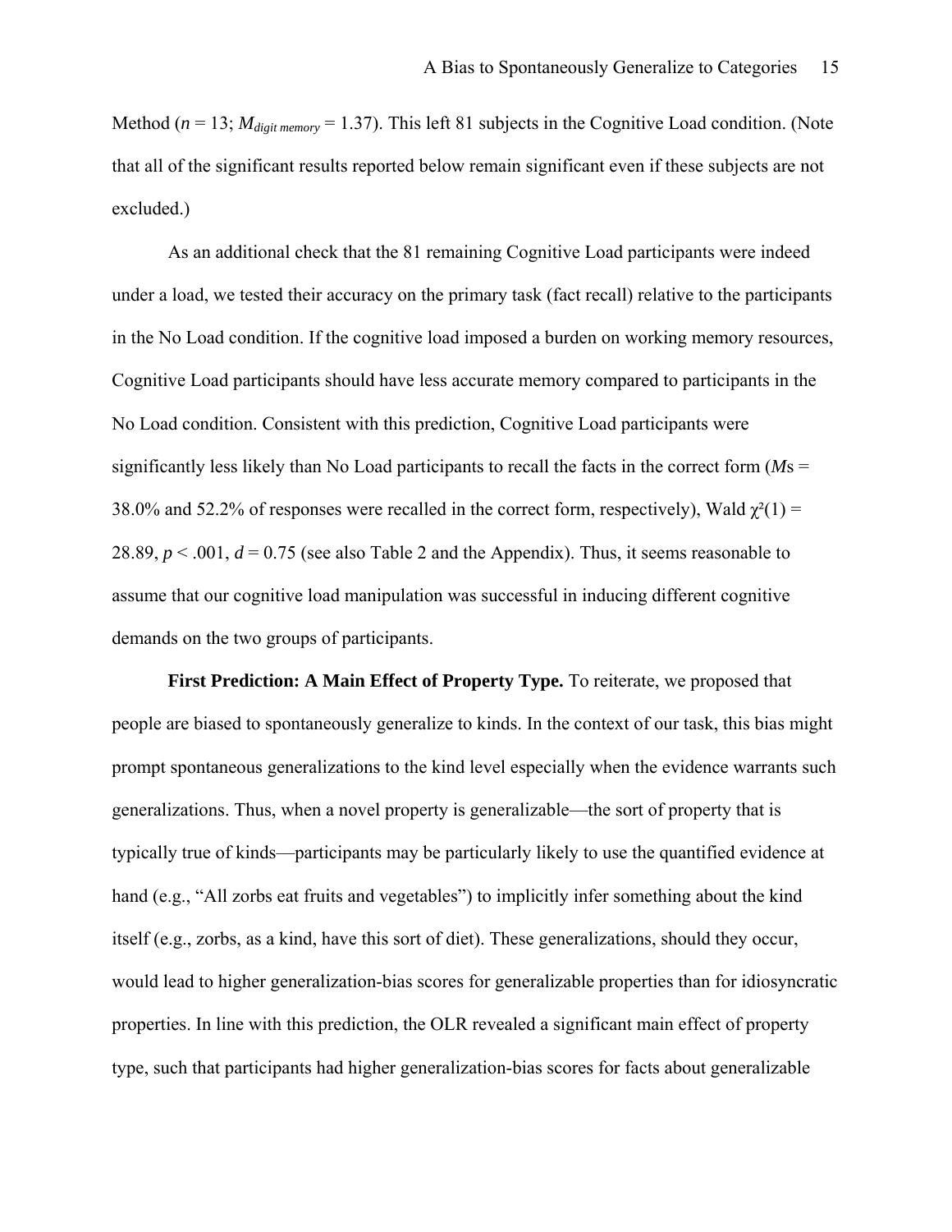Method ($n$ = 13; $M_{digit\ memory}$ = 1.37). This left 81 subjects in the Cognitive Load condition. (Note that all of the significant results reported below remain significant even if these subjects are not excluded.)

As an additional check that the 81 remaining Cognitive Load participants were indeed under a load, we tested their accuracy on the primary task (fact recall) relative to the participants in the No Load condition. If the cognitive load imposed a burden on working memory resources, Cognitive Load participants should have less accurate memory compared to participants in the No Load condition. Consistent with this prediction, Cognitive Load participants were significantly less likely than No Load participants to recall the facts in the correct form (*M*s = 38.0% and 52.2% of responses were recalled in the correct form, respectively), Wald $\chi^2(1)$ = 28.89, $p < .001$, $d$ = 0.75 (see also Table 2 and the Appendix). Thus, it seems reasonable to assume that our cognitive load manipulation was successful in inducing different cognitive demands on the two groups of participants.

**First Prediction: A Main Effect of Property Type.** To reiterate, we proposed that people are biased to spontaneously generalize to kinds. In the context of our task, this bias might prompt spontaneous generalizations to the kind level especially when the evidence warrants such generalizations. Thus, when a novel property is generalizable—the sort of property that is typically true of kinds—participants may be particularly likely to use the quantified evidence at hand (e.g., "All zorbs eat fruits and vegetables") to implicitly infer something about the kind itself (e.g., zorbs, as a kind, have this sort of diet). These generalizations, should they occur, would lead to higher generalization-bias scores for generalizable properties than for idiosyncratic properties. In line with this prediction, the OLR revealed a significant main effect of property type, such that participants had higher generalization-bias scores for facts about generalizable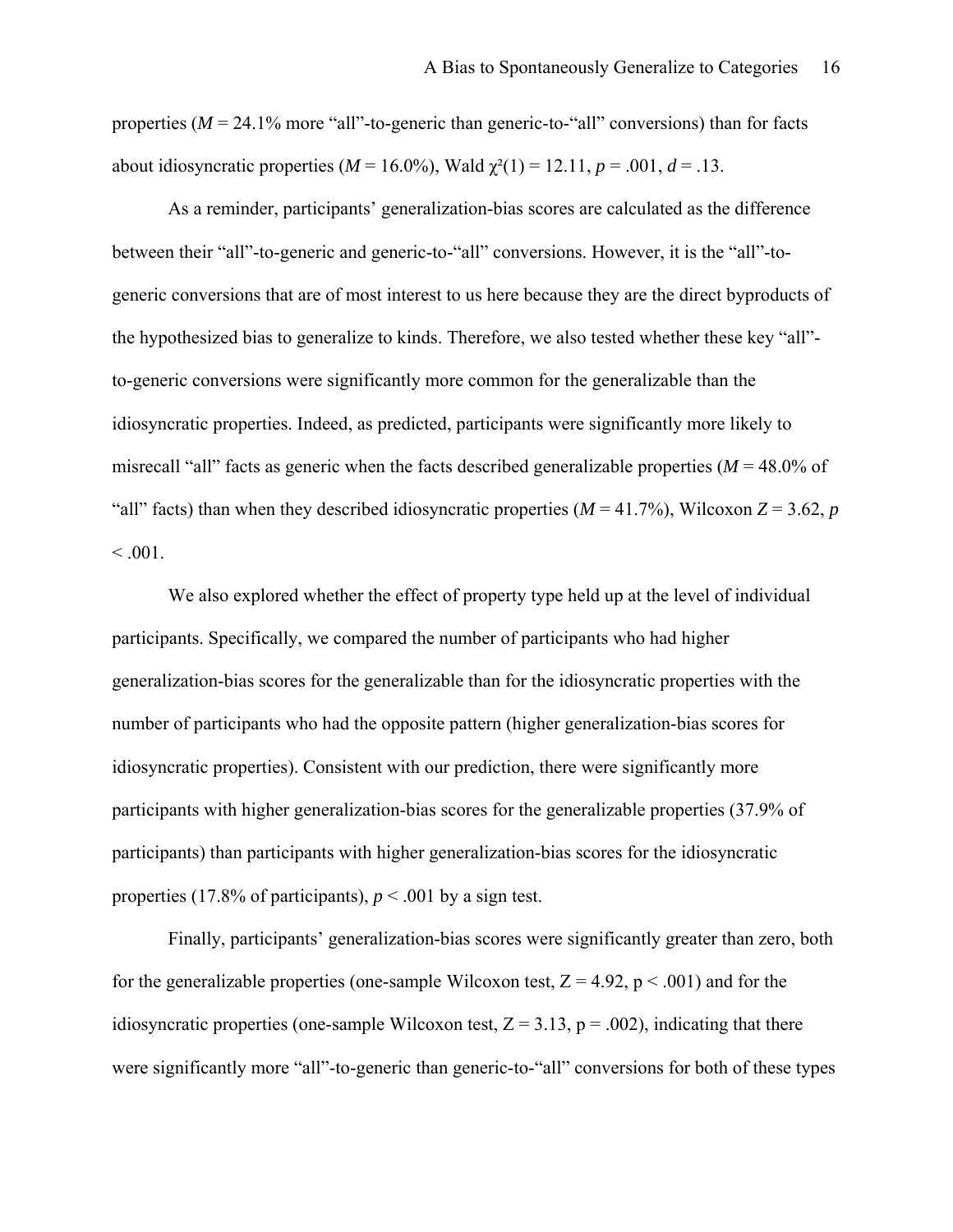properties (*M* = 24.1% more "all"-to-generic than generic-to-"all" conversions) than for facts about idiosyncratic properties (*M* = 16.0%), Wald $\chi^2(1) = 12.11$, $p = .001$, $d = .13$.

As a reminder, participants' generalization-bias scores are calculated as the difference between their "all"-to-generic and generic-to-"all" conversions. However, it is the "all"-to-generic conversions that are of most interest to us here because they are the direct byproducts of the hypothesized bias to generalize to kinds. Therefore, we also tested whether these key "all"-to-generic conversions were significantly more common for the generalizable than the idiosyncratic properties. Indeed, as predicted, participants were significantly more likely to misrecall "all" facts as generic when the facts described generalizable properties (*M* = 48.0% of "all" facts) than when they described idiosyncratic properties (*M* = 41.7%), Wilcoxon $Z = 3.62$, $p < .001$.

We also explored whether the effect of property type held up at the level of individual participants. Specifically, we compared the number of participants who had higher generalization-bias scores for the generalizable than for the idiosyncratic properties with the number of participants who had the opposite pattern (higher generalization-bias scores for idiosyncratic properties). Consistent with our prediction, there were significantly more participants with higher generalization-bias scores for the generalizable properties (37.9% of participants) than participants with higher generalization-bias scores for the idiosyncratic properties (17.8% of participants), $p < .001$ by a sign test.

Finally, participants' generalization-bias scores were significantly greater than zero, both for the generalizable properties (one-sample Wilcoxon test, $Z = 4.92$, $p < .001$) and for the idiosyncratic properties (one-sample Wilcoxon test, $Z = 3.13$, $p = .002$), indicating that there were significantly more "all"-to-generic than generic-to-"all" conversions for both of these types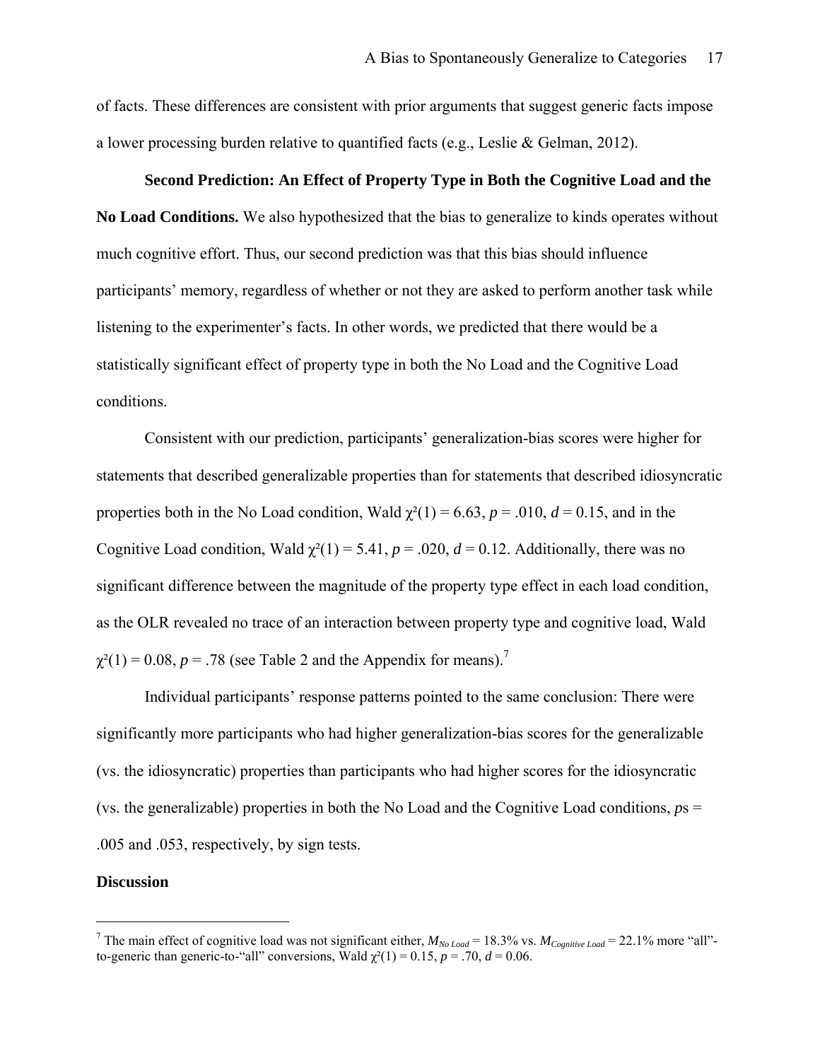of facts. These differences are consistent with prior arguments that suggest generic facts impose a lower processing burden relative to quantified facts (e.g., Leslie & Gelman, 2012).

**Second Prediction: An Effect of Property Type in Both the Cognitive Load and the No Load Conditions.** We also hypothesized that the bias to generalize to kinds operates without much cognitive effort. Thus, our second prediction was that this bias should influence participants' memory, regardless of whether or not they are asked to perform another task while listening to the experimenter's facts. In other words, we predicted that there would be a statistically significant effect of property type in both the No Load and the Cognitive Load conditions.

Consistent with our prediction, participants' generalization-bias scores were higher for statements that described generalizable properties than for statements that described idiosyncratic properties both in the No Load condition, Wald $\chi^2(1) = 6.63$, $p = .010$, $d = 0.15$, and in the Cognitive Load condition, Wald $\chi^2(1) = 5.41$, $p = .020$, $d = 0.12$. Additionally, there was no significant difference between the magnitude of the property type effect in each load condition, as the OLR revealed no trace of an interaction between property type and cognitive load, Wald $\chi^2(1) = 0.08$, $p = .78$ (see Table 2 and the Appendix for means).[7]

Individual participants' response patterns pointed to the same conclusion: There were significantly more participants who had higher generalization-bias scores for the generalizable (vs. the idiosyncratic) properties than participants who had higher scores for the idiosyncratic (vs. the generalizable) properties in both the No Load and the Cognitive Load conditions, *p*s = .005 and .053, respectively, by sign tests.

## Discussion

[7] The main effect of cognitive load was not significant either, $M_{No\ Load} = 18.3\%$ vs. $M_{Cognitive\ Load} = 22.1\%$ more "all"-to-generic than generic-to-"all" conversions, Wald $\chi^2(1) = 0.15$, $p = .70$, $d = 0.06$.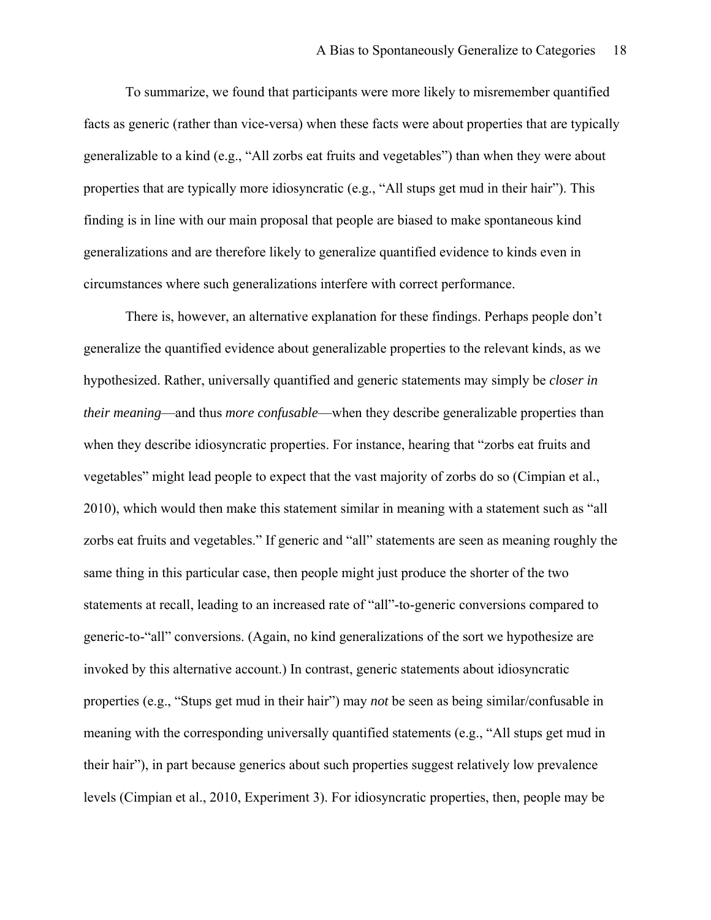To summarize, we found that participants were more likely to misremember quantified facts as generic (rather than vice-versa) when these facts were about properties that are typically generalizable to a kind (e.g., "All zorbs eat fruits and vegetables") than when they were about properties that are typically more idiosyncratic (e.g., "All stups get mud in their hair"). This finding is in line with our main proposal that people are biased to make spontaneous kind generalizations and are therefore likely to generalize quantified evidence to kinds even in circumstances where such generalizations interfere with correct performance.

There is, however, an alternative explanation for these findings. Perhaps people don't generalize the quantified evidence about generalizable properties to the relevant kinds, as we hypothesized. Rather, universally quantified and generic statements may simply be *closer in their meaning*—and thus *more confusable*—when they describe generalizable properties than when they describe idiosyncratic properties. For instance, hearing that "zorbs eat fruits and vegetables" might lead people to expect that the vast majority of zorbs do so (Cimpian et al., 2010), which would then make this statement similar in meaning with a statement such as "all zorbs eat fruits and vegetables." If generic and "all" statements are seen as meaning roughly the same thing in this particular case, then people might just produce the shorter of the two statements at recall, leading to an increased rate of "all"-to-generic conversions compared to generic-to-"all" conversions. (Again, no kind generalizations of the sort we hypothesize are invoked by this alternative account.) In contrast, generic statements about idiosyncratic properties (e.g., "Stups get mud in their hair") may *not* be seen as being similar/confusable in meaning with the corresponding universally quantified statements (e.g., "All stups get mud in their hair"), in part because generics about such properties suggest relatively low prevalence levels (Cimpian et al., 2010, Experiment 3). For idiosyncratic properties, then, people may be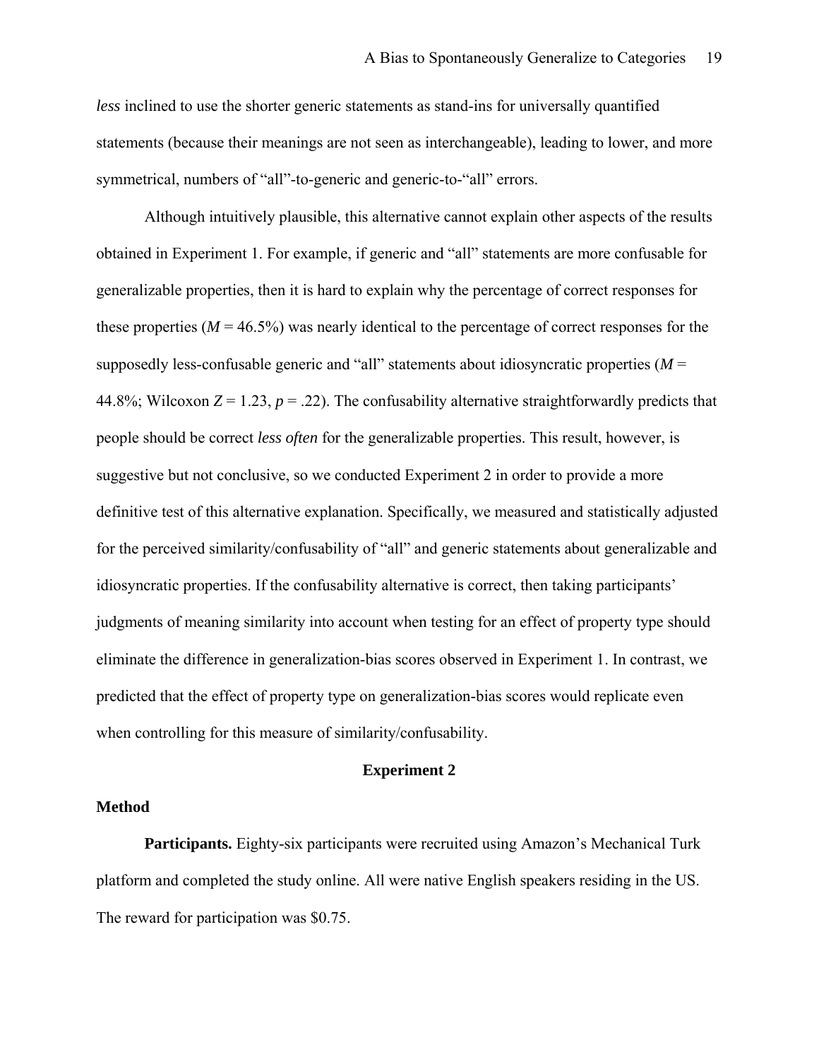*less* inclined to use the shorter generic statements as stand-ins for universally quantified statements (because their meanings are not seen as interchangeable), leading to lower, and more symmetrical, numbers of "all"-to-generic and generic-to-"all" errors.

Although intuitively plausible, this alternative cannot explain other aspects of the results obtained in Experiment 1. For example, if generic and "all" statements are more confusable for generalizable properties, then it is hard to explain why the percentage of correct responses for these properties ($M$ = 46.5%) was nearly identical to the percentage of correct responses for the supposedly less-confusable generic and "all" statements about idiosyncratic properties ($M$ = 44.8%; Wilcoxon $Z = 1.23$, $p = .22$). The confusability alternative straightforwardly predicts that people should be correct *less often* for the generalizable properties. This result, however, is suggestive but not conclusive, so we conducted Experiment 2 in order to provide a more definitive test of this alternative explanation. Specifically, we measured and statistically adjusted for the perceived similarity/confusability of "all" and generic statements about generalizable and idiosyncratic properties. If the confusability alternative is correct, then taking participants' judgments of meaning similarity into account when testing for an effect of property type should eliminate the difference in generalization-bias scores observed in Experiment 1. In contrast, we predicted that the effect of property type on generalization-bias scores would replicate even when controlling for this measure of similarity/confusability.

## Experiment 2

### Method

**Participants.** Eighty-six participants were recruited using Amazon's Mechanical Turk platform and completed the study online. All were native English speakers residing in the US. The reward for participation was $0.75.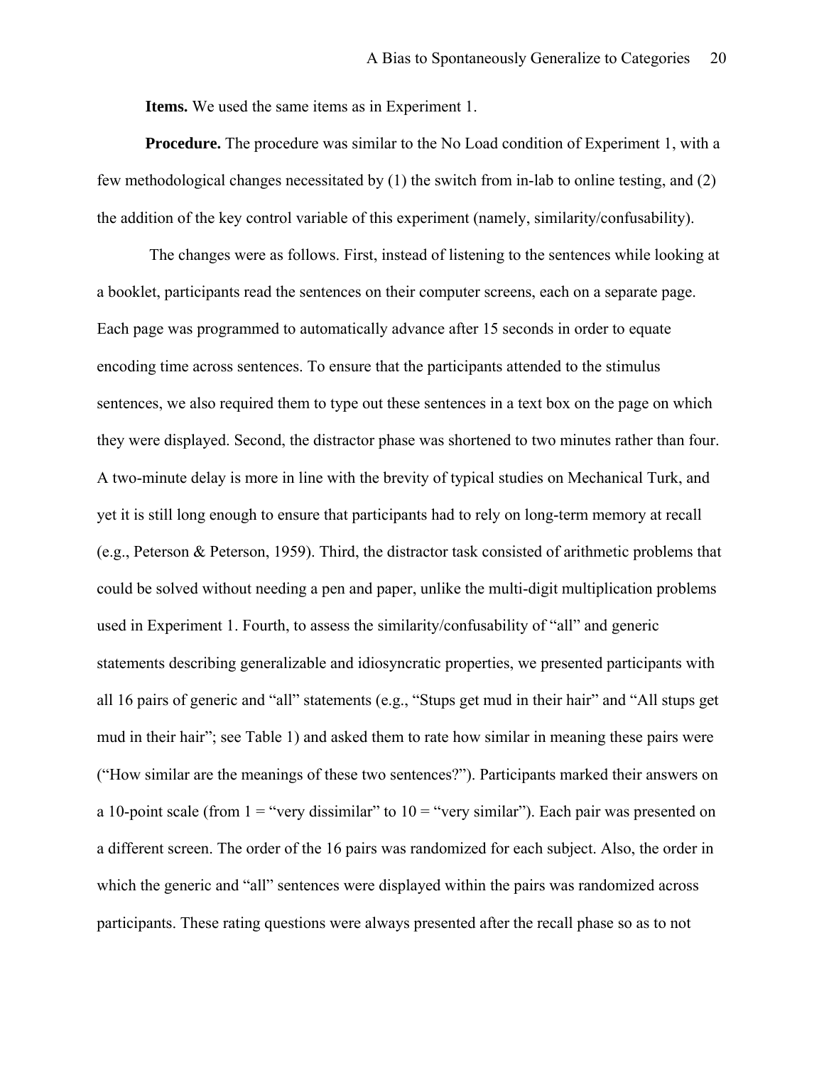**Items.** We used the same items as in Experiment 1.

**Procedure.** The procedure was similar to the No Load condition of Experiment 1, with a few methodological changes necessitated by (1) the switch from in-lab to online testing, and (2) the addition of the key control variable of this experiment (namely, similarity/confusability).

The changes were as follows. First, instead of listening to the sentences while looking at a booklet, participants read the sentences on their computer screens, each on a separate page. Each page was programmed to automatically advance after 15 seconds in order to equate encoding time across sentences. To ensure that the participants attended to the stimulus sentences, we also required them to type out these sentences in a text box on the page on which they were displayed. Second, the distractor phase was shortened to two minutes rather than four. A two-minute delay is more in line with the brevity of typical studies on Mechanical Turk, and yet it is still long enough to ensure that participants had to rely on long-term memory at recall (e.g., Peterson & Peterson, 1959). Third, the distractor task consisted of arithmetic problems that could be solved without needing a pen and paper, unlike the multi-digit multiplication problems used in Experiment 1. Fourth, to assess the similarity/confusability of "all" and generic statements describing generalizable and idiosyncratic properties, we presented participants with all 16 pairs of generic and "all" statements (e.g., "Stups get mud in their hair" and "All stups get mud in their hair"; see Table 1) and asked them to rate how similar in meaning these pairs were ("How similar are the meanings of these two sentences?"). Participants marked their answers on a 10-point scale (from 1 = "very dissimilar" to 10 = "very similar"). Each pair was presented on a different screen. The order of the 16 pairs was randomized for each subject. Also, the order in which the generic and "all" sentences were displayed within the pairs was randomized across participants. These rating questions were always presented after the recall phase so as to not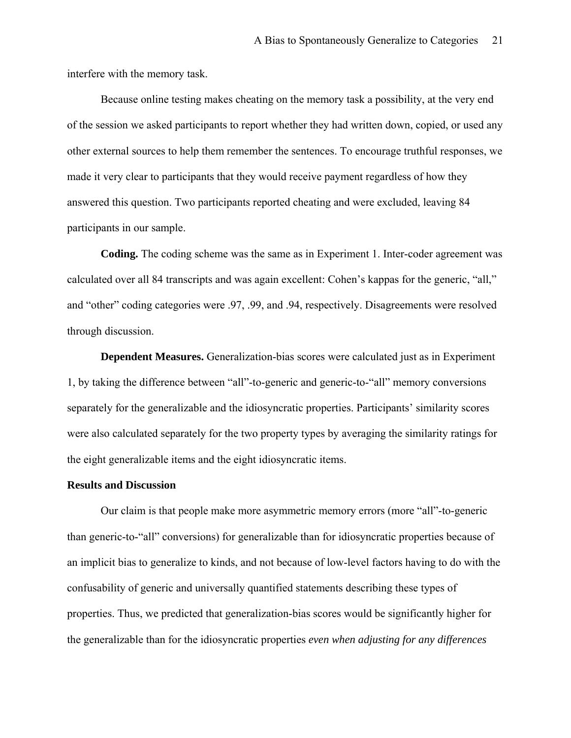interfere with the memory task.

Because online testing makes cheating on the memory task a possibility, at the very end of the session we asked participants to report whether they had written down, copied, or used any other external sources to help them remember the sentences. To encourage truthful responses, we made it very clear to participants that they would receive payment regardless of how they answered this question. Two participants reported cheating and were excluded, leaving 84 participants in our sample.

**Coding.** The coding scheme was the same as in Experiment 1. Inter-coder agreement was calculated over all 84 transcripts and was again excellent: Cohen's kappas for the generic, "all," and "other" coding categories were .97, .99, and .94, respectively. Disagreements were resolved through discussion.

**Dependent Measures.** Generalization-bias scores were calculated just as in Experiment 1, by taking the difference between "all"-to-generic and generic-to-"all" memory conversions separately for the generalizable and the idiosyncratic properties. Participants' similarity scores were also calculated separately for the two property types by averaging the similarity ratings for the eight generalizable items and the eight idiosyncratic items.

### Results and Discussion

Our claim is that people make more asymmetric memory errors (more "all"-to-generic than generic-to-"all" conversions) for generalizable than for idiosyncratic properties because of an implicit bias to generalize to kinds, and not because of low-level factors having to do with the confusability of generic and universally quantified statements describing these types of properties. Thus, we predicted that generalization-bias scores would be significantly higher for the generalizable than for the idiosyncratic properties *even when adjusting for any differences*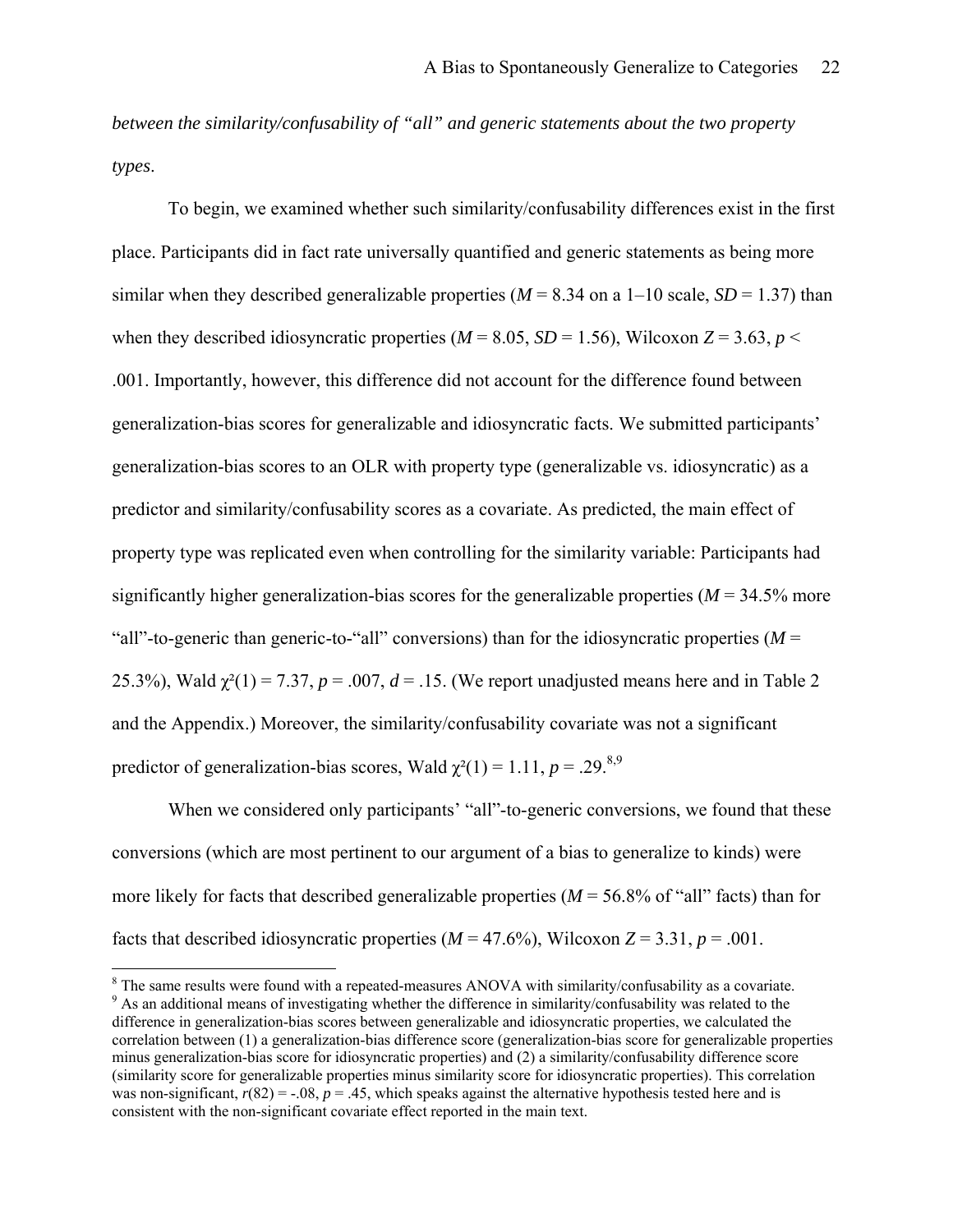*between the similarity/confusability of "all" and generic statements about the two property types*.

To begin, we examined whether such similarity/confusability differences exist in the first place. Participants did in fact rate universally quantified and generic statements as being more similar when they described generalizable properties ($M$ = 8.34 on a 1–10 scale, $SD$ = 1.37) than when they described idiosyncratic properties ($M$ = 8.05, $SD$ = 1.56), Wilcoxon $Z$ = 3.63, $p$ < .001. Importantly, however, this difference did not account for the difference found between generalization-bias scores for generalizable and idiosyncratic facts. We submitted participants' generalization-bias scores to an OLR with property type (generalizable vs. idiosyncratic) as a predictor and similarity/confusability scores as a covariate. As predicted, the main effect of property type was replicated even when controlling for the similarity variable: Participants had significantly higher generalization-bias scores for the generalizable properties ($M$ = 34.5% more "all"-to-generic than generic-to-"all" conversions) than for the idiosyncratic properties ($M$ = 25.3%), Wald $\chi^2(1) = 7.37$, $p$ = .007, $d$ = .15. (We report unadjusted means here and in Table 2 and the Appendix.) Moreover, the similarity/confusability covariate was not a significant predictor of generalization-bias scores, Wald $\chi^2(1) = 1.11$, $p$ = .29.[8,9]

When we considered only participants' "all"-to-generic conversions, we found that these conversions (which are most pertinent to our argument of a bias to generalize to kinds) were more likely for facts that described generalizable properties ($M$ = 56.8% of "all" facts) than for facts that described idiosyncratic properties ($M$ = 47.6%), Wilcoxon $Z$ = 3.31, $p$ = .001.

[8] The same results were found with a repeated-measures ANOVA with similarity/confusability as a covariate.

[9] As an additional means of investigating whether the difference in similarity/confusability was related to the difference in generalization-bias scores between generalizable and idiosyncratic properties, we calculated the correlation between (1) a generalization-bias difference score (generalization-bias score for generalizable properties minus generalization-bias score for idiosyncratic properties) and (2) a similarity/confusability difference score (similarity score for generalizable properties minus similarity score for idiosyncratic properties). This correlation was non-significant, $r(82) = -.08$, $p$ = .45, which speaks against the alternative hypothesis tested here and is consistent with the non-significant covariate effect reported in the main text.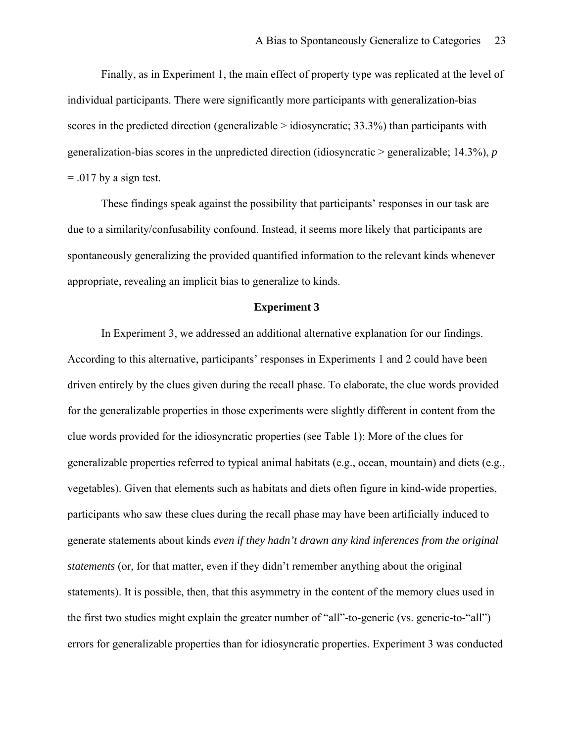Finally, as in Experiment 1, the main effect of property type was replicated at the level of individual participants. There were significantly more participants with generalization-bias scores in the predicted direction (generalizable > idiosyncratic; 33.3%) than participants with generalization-bias scores in the unpredicted direction (idiosyncratic > generalizable; 14.3%), $p = .017$ by a sign test.

These findings speak against the possibility that participants' responses in our task are due to a similarity/confusability confound. Instead, it seems more likely that participants are spontaneously generalizing the provided quantified information to the relevant kinds whenever appropriate, revealing an implicit bias to generalize to kinds.

## Experiment 3

In Experiment 3, we addressed an additional alternative explanation for our findings. According to this alternative, participants' responses in Experiments 1 and 2 could have been driven entirely by the clues given during the recall phase. To elaborate, the clue words provided for the generalizable properties in those experiments were slightly different in content from the clue words provided for the idiosyncratic properties (see Table 1): More of the clues for generalizable properties referred to typical animal habitats (e.g., ocean, mountain) and diets (e.g., vegetables). Given that elements such as habitats and diets often figure in kind-wide properties, participants who saw these clues during the recall phase may have been artificially induced to generate statements about kinds *even if they hadn't drawn any kind inferences from the original statements* (or, for that matter, even if they didn't remember anything about the original statements). It is possible, then, that this asymmetry in the content of the memory clues used in the first two studies might explain the greater number of "all"-to-generic (vs. generic-to-"all") errors for generalizable properties than for idiosyncratic properties. Experiment 3 was conducted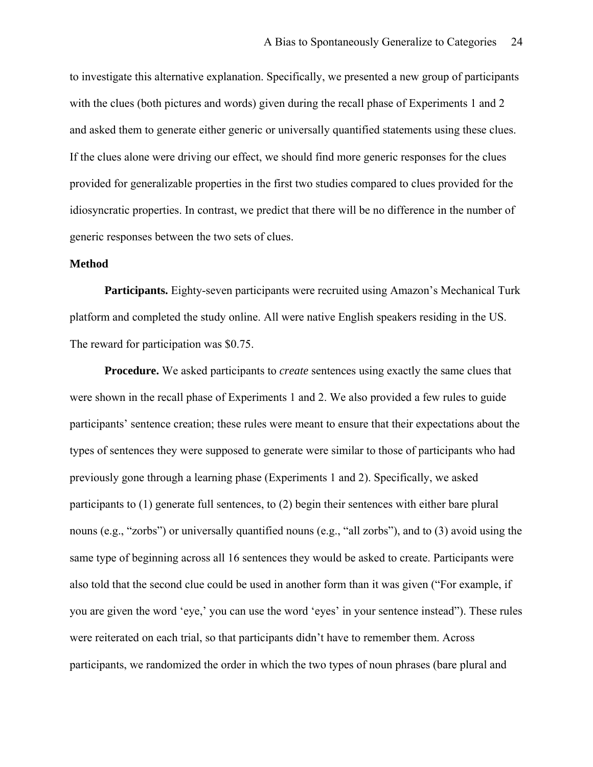to investigate this alternative explanation. Specifically, we presented a new group of participants with the clues (both pictures and words) given during the recall phase of Experiments 1 and 2 and asked them to generate either generic or universally quantified statements using these clues. If the clues alone were driving our effect, we should find more generic responses for the clues provided for generalizable properties in the first two studies compared to clues provided for the idiosyncratic properties. In contrast, we predict that there will be no difference in the number of generic responses between the two sets of clues.

**Method**

**Participants.** Eighty-seven participants were recruited using Amazon's Mechanical Turk platform and completed the study online. All were native English speakers residing in the US. The reward for participation was $0.75.

**Procedure.** We asked participants to *create* sentences using exactly the same clues that were shown in the recall phase of Experiments 1 and 2. We also provided a few rules to guide participants' sentence creation; these rules were meant to ensure that their expectations about the types of sentences they were supposed to generate were similar to those of participants who had previously gone through a learning phase (Experiments 1 and 2). Specifically, we asked participants to (1) generate full sentences, to (2) begin their sentences with either bare plural nouns (e.g., "zorbs") or universally quantified nouns (e.g., "all zorbs"), and to (3) avoid using the same type of beginning across all 16 sentences they would be asked to create. Participants were also told that the second clue could be used in another form than it was given ("For example, if you are given the word 'eye,' you can use the word 'eyes' in your sentence instead"). These rules were reiterated on each trial, so that participants didn't have to remember them. Across participants, we randomized the order in which the two types of noun phrases (bare plural and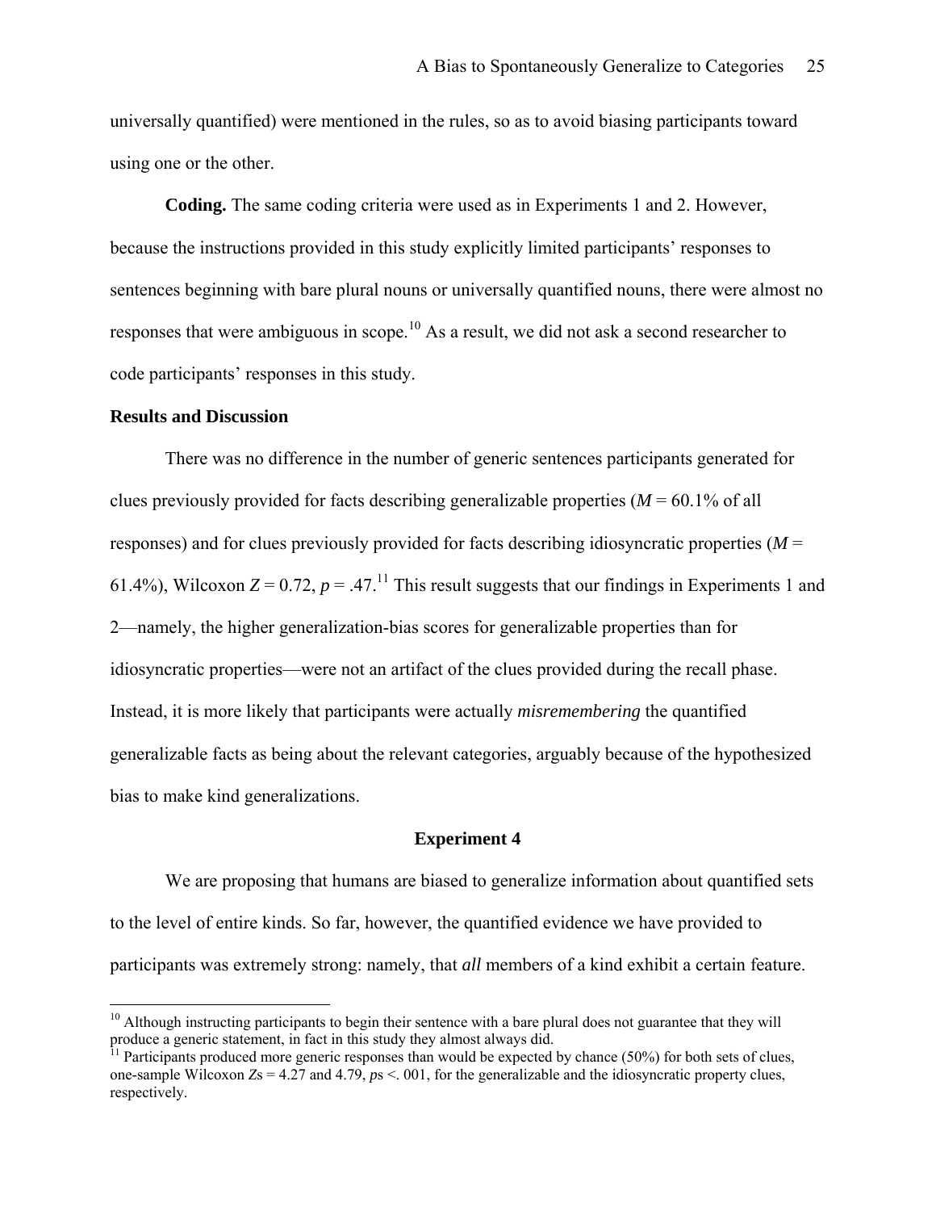universally quantified) were mentioned in the rules, so as to avoid biasing participants toward using one or the other.

**Coding.** The same coding criteria were used as in Experiments 1 and 2. However, because the instructions provided in this study explicitly limited participants' responses to sentences beginning with bare plural nouns or universally quantified nouns, there were almost no responses that were ambiguous in scope.[10] As a result, we did not ask a second researcher to code participants' responses in this study.

### Results and Discussion

There was no difference in the number of generic sentences participants generated for clues previously provided for facts describing generalizable properties ($M$ = 60.1% of all responses) and for clues previously provided for facts describing idiosyncratic properties ($M$ = 61.4%), Wilcoxon $Z = 0.72$, $p = .47$.[11] This result suggests that our findings in Experiments 1 and 2—namely, the higher generalization-bias scores for generalizable properties than for idiosyncratic properties—were not an artifact of the clues provided during the recall phase. Instead, it is more likely that participants were actually *misremembering* the quantified generalizable facts as being about the relevant categories, arguably because of the hypothesized bias to make kind generalizations.

## Experiment 4

We are proposing that humans are biased to generalize information about quantified sets to the level of entire kinds. So far, however, the quantified evidence we have provided to participants was extremely strong: namely, that *all* members of a kind exhibit a certain feature.

---

[10] Although instructing participants to begin their sentence with a bare plural does not guarantee that they will produce a generic statement, in fact in this study they almost always did.

[11] Participants produced more generic responses than would be expected by chance (50%) for both sets of clues, one-sample Wilcoxon $Z$s = 4.27 and 4.79, $p$s <. 001, for the generalizable and the idiosyncratic property clues, respectively.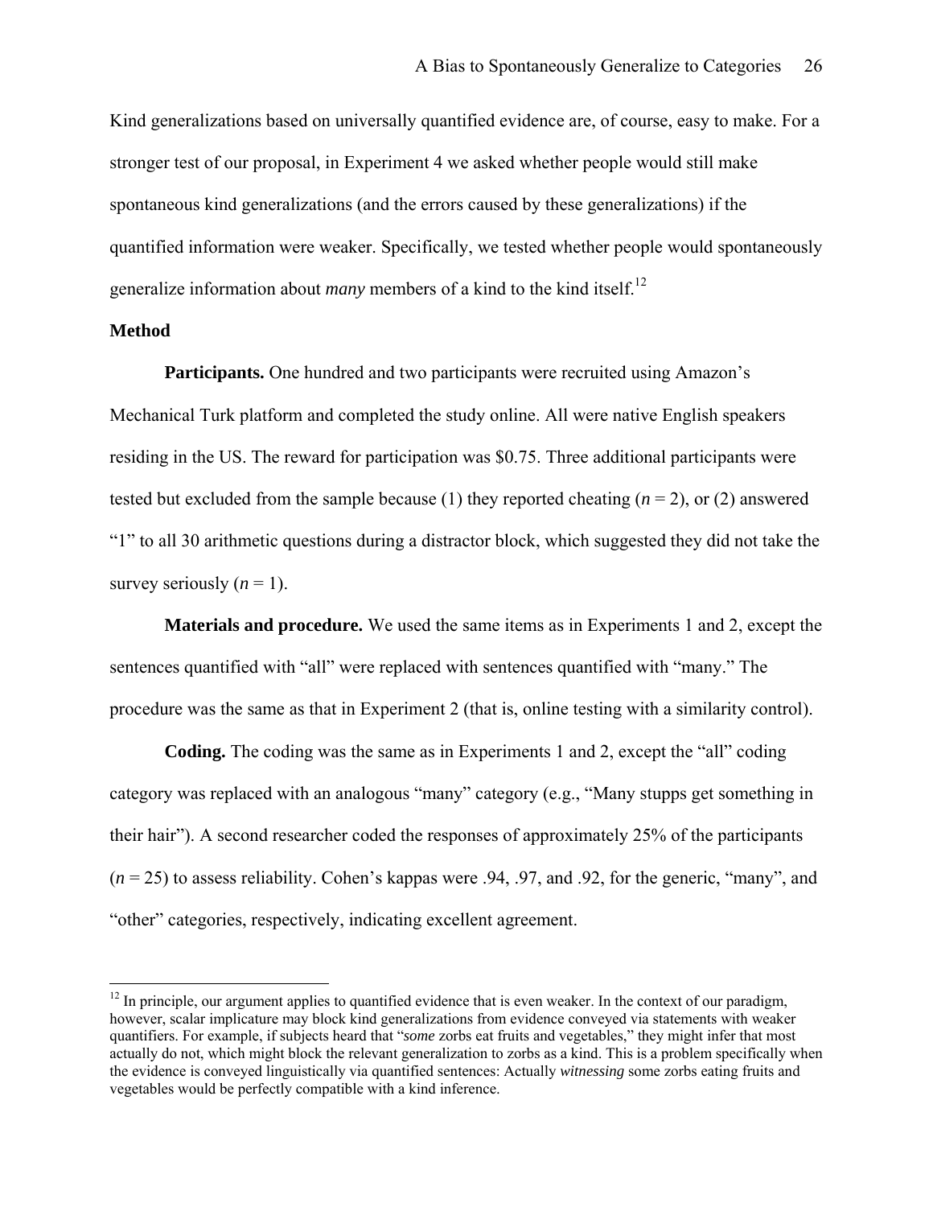Kind generalizations based on universally quantified evidence are, of course, easy to make. For a stronger test of our proposal, in Experiment 4 we asked whether people would still make spontaneous kind generalizations (and the errors caused by these generalizations) if the quantified information were weaker. Specifically, we tested whether people would spontaneously generalize information about *many* members of a kind to the kind itself.[12]

## Method

**Participants.** One hundred and two participants were recruited using Amazon's Mechanical Turk platform and completed the study online. All were native English speakers residing in the US. The reward for participation was $0.75. Three additional participants were tested but excluded from the sample because (1) they reported cheating ($n$ = 2), or (2) answered "1" to all 30 arithmetic questions during a distractor block, which suggested they did not take the survey seriously ($n$ = 1).

**Materials and procedure.** We used the same items as in Experiments 1 and 2, except the sentences quantified with "all" were replaced with sentences quantified with "many." The procedure was the same as that in Experiment 2 (that is, online testing with a similarity control).

**Coding.** The coding was the same as in Experiments 1 and 2, except the "all" coding category was replaced with an analogous "many" category (e.g., "Many stupps get something in their hair"). A second researcher coded the responses of approximately 25% of the participants ($n$ = 25) to assess reliability. Cohen's kappas were .94, .97, and .92, for the generic, "many", and "other" categories, respectively, indicating excellent agreement.

---

[12] In principle, our argument applies to quantified evidence that is even weaker. In the context of our paradigm, however, scalar implicature may block kind generalizations from evidence conveyed via statements with weaker quantifiers. For example, if subjects heard that "*some* zorbs eat fruits and vegetables," they might infer that most actually do not, which might block the relevant generalization to zorbs as a kind. This is a problem specifically when the evidence is conveyed linguistically via quantified sentences: Actually *witnessing* some zorbs eating fruits and vegetables would be perfectly compatible with a kind inference.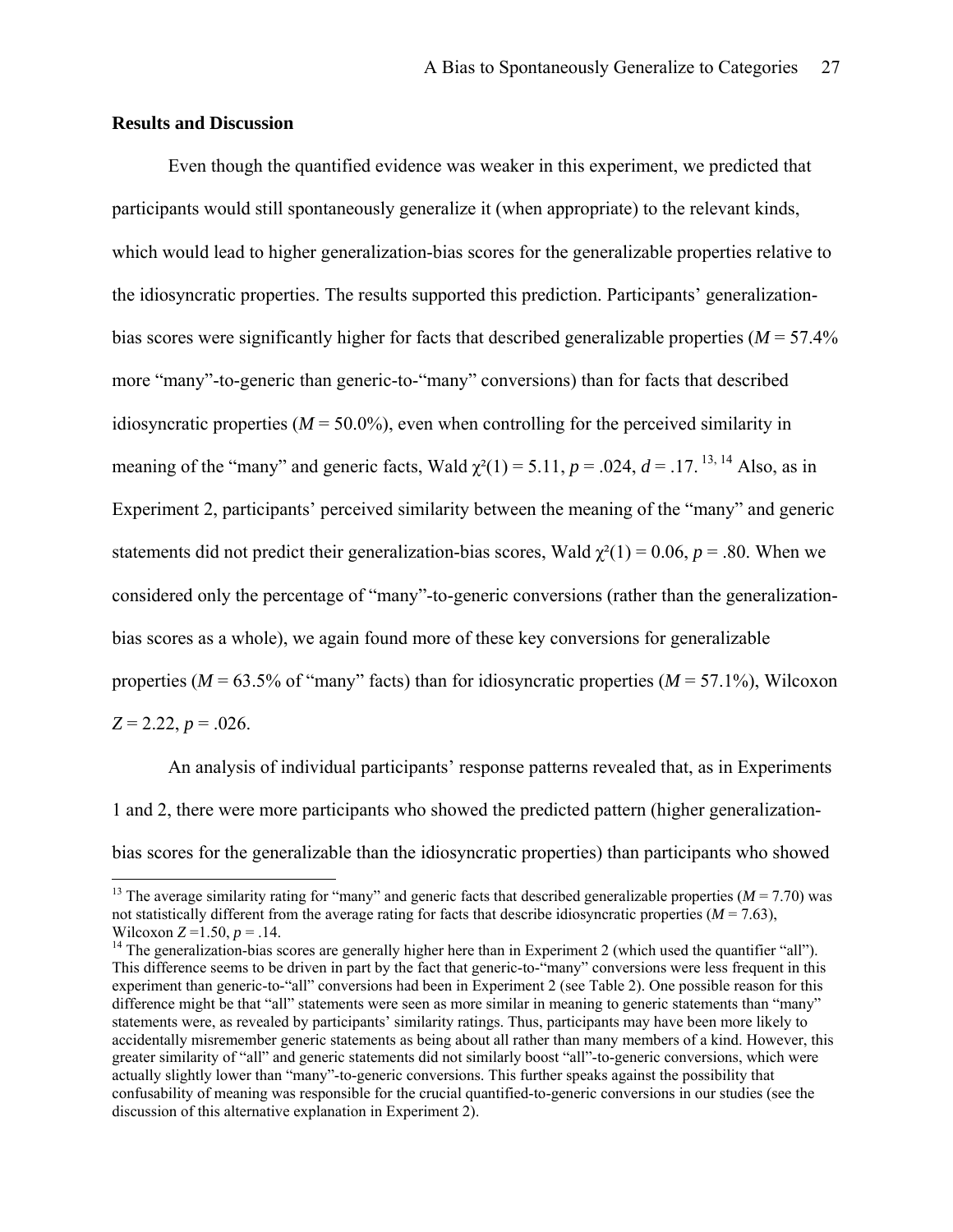**Results and Discussion**

Even though the quantified evidence was weaker in this experiment, we predicted that participants would still spontaneously generalize it (when appropriate) to the relevant kinds, which would lead to higher generalization-bias scores for the generalizable properties relative to the idiosyncratic properties. The results supported this prediction. Participants' generalization-bias scores were significantly higher for facts that described generalizable properties ($M$ = 57.4% more "many"-to-generic than generic-to-"many" conversions) than for facts that described idiosyncratic properties ($M$ = 50.0%), even when controlling for the perceived similarity in meaning of the "many" and generic facts, Wald $\chi^2(1) = 5.11$, $p = .024$, $d = .17$.[13, 14] Also, as in Experiment 2, participants' perceived similarity between the meaning of the "many" and generic statements did not predict their generalization-bias scores, Wald $\chi^2(1) = 0.06$, $p = .80$. When we considered only the percentage of "many"-to-generic conversions (rather than the generalization-bias scores as a whole), we again found more of these key conversions for generalizable properties ($M$ = 63.5% of "many" facts) than for idiosyncratic properties ($M$ = 57.1%), Wilcoxon $Z = 2.22$, $p = .026$.

An analysis of individual participants' response patterns revealed that, as in Experiments 1 and 2, there were more participants who showed the predicted pattern (higher generalization-bias scores for the generalizable than the idiosyncratic properties) than participants who showed

---

[13] The average similarity rating for "many" and generic facts that described generalizable properties ($M$ = 7.70) was not statistically different from the average rating for facts that describe idiosyncratic properties ($M$ = 7.63), Wilcoxon $Z$ =1.50, $p$ = .14.

[14] The generalization-bias scores are generally higher here than in Experiment 2 (which used the quantifier "all"). This difference seems to be driven in part by the fact that generic-to-"many" conversions were less frequent in this experiment than generic-to-"all" conversions had been in Experiment 2 (see Table 2). One possible reason for this difference might be that "all" statements were seen as more similar in meaning to generic statements than "many" statements were, as revealed by participants' similarity ratings. Thus, participants may have been more likely to accidentally misremember generic statements as being about all rather than many members of a kind. However, this greater similarity of "all" and generic statements did not similarly boost "all"-to-generic conversions, which were actually slightly lower than "many"-to-generic conversions. This further speaks against the possibility that confusability of meaning was responsible for the crucial quantified-to-generic conversions in our studies (see the discussion of this alternative explanation in Experiment 2).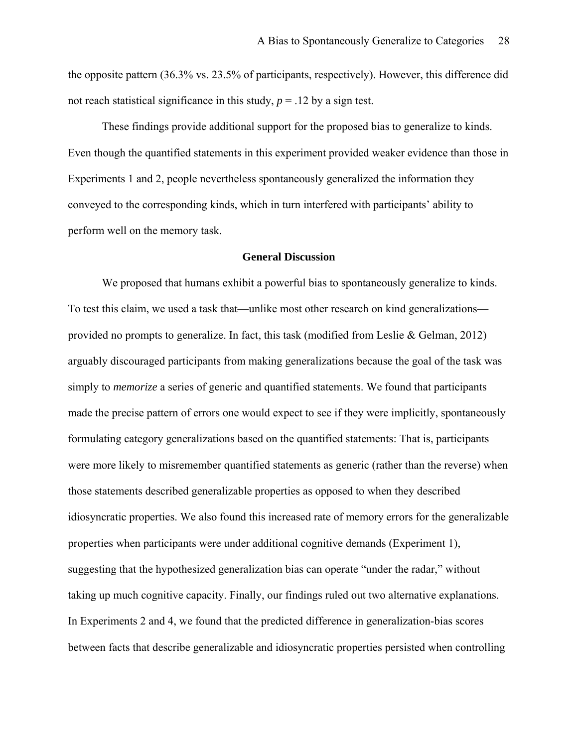the opposite pattern (36.3% vs. 23.5% of participants, respectively). However, this difference did not reach statistical significance in this study, $p = .12$ by a sign test.

These findings provide additional support for the proposed bias to generalize to kinds. Even though the quantified statements in this experiment provided weaker evidence than those in Experiments 1 and 2, people nevertheless spontaneously generalized the information they conveyed to the corresponding kinds, which in turn interfered with participants' ability to perform well on the memory task.

## General Discussion

We proposed that humans exhibit a powerful bias to spontaneously generalize to kinds. To test this claim, we used a task that—unlike most other research on kind generalizations—provided no prompts to generalize. In fact, this task (modified from Leslie & Gelman, 2012) arguably discouraged participants from making generalizations because the goal of the task was simply to *memorize* a series of generic and quantified statements. We found that participants made the precise pattern of errors one would expect to see if they were implicitly, spontaneously formulating category generalizations based on the quantified statements: That is, participants were more likely to misremember quantified statements as generic (rather than the reverse) when those statements described generalizable properties as opposed to when they described idiosyncratic properties. We also found this increased rate of memory errors for the generalizable properties when participants were under additional cognitive demands (Experiment 1), suggesting that the hypothesized generalization bias can operate "under the radar," without taking up much cognitive capacity. Finally, our findings ruled out two alternative explanations. In Experiments 2 and 4, we found that the predicted difference in generalization-bias scores between facts that describe generalizable and idiosyncratic properties persisted when controlling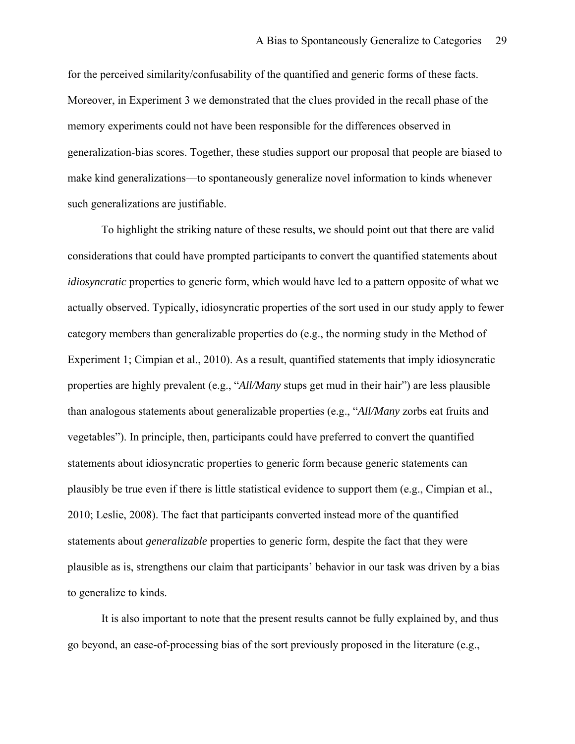for the perceived similarity/confusability of the quantified and generic forms of these facts. Moreover, in Experiment 3 we demonstrated that the clues provided in the recall phase of the memory experiments could not have been responsible for the differences observed in generalization-bias scores. Together, these studies support our proposal that people are biased to make kind generalizations—to spontaneously generalize novel information to kinds whenever such generalizations are justifiable.

To highlight the striking nature of these results, we should point out that there are valid considerations that could have prompted participants to convert the quantified statements about *idiosyncratic* properties to generic form, which would have led to a pattern opposite of what we actually observed. Typically, idiosyncratic properties of the sort used in our study apply to fewer category members than generalizable properties do (e.g., the norming study in the Method of Experiment 1; Cimpian et al., 2010). As a result, quantified statements that imply idiosyncratic properties are highly prevalent (e.g., "*All/Many* stups get mud in their hair") are less plausible than analogous statements about generalizable properties (e.g., "*All/Many* zorbs eat fruits and vegetables"). In principle, then, participants could have preferred to convert the quantified statements about idiosyncratic properties to generic form because generic statements can plausibly be true even if there is little statistical evidence to support them (e.g., Cimpian et al., 2010; Leslie, 2008). The fact that participants converted instead more of the quantified statements about *generalizable* properties to generic form, despite the fact that they were plausible as is, strengthens our claim that participants' behavior in our task was driven by a bias to generalize to kinds.

It is also important to note that the present results cannot be fully explained by, and thus go beyond, an ease-of-processing bias of the sort previously proposed in the literature (e.g.,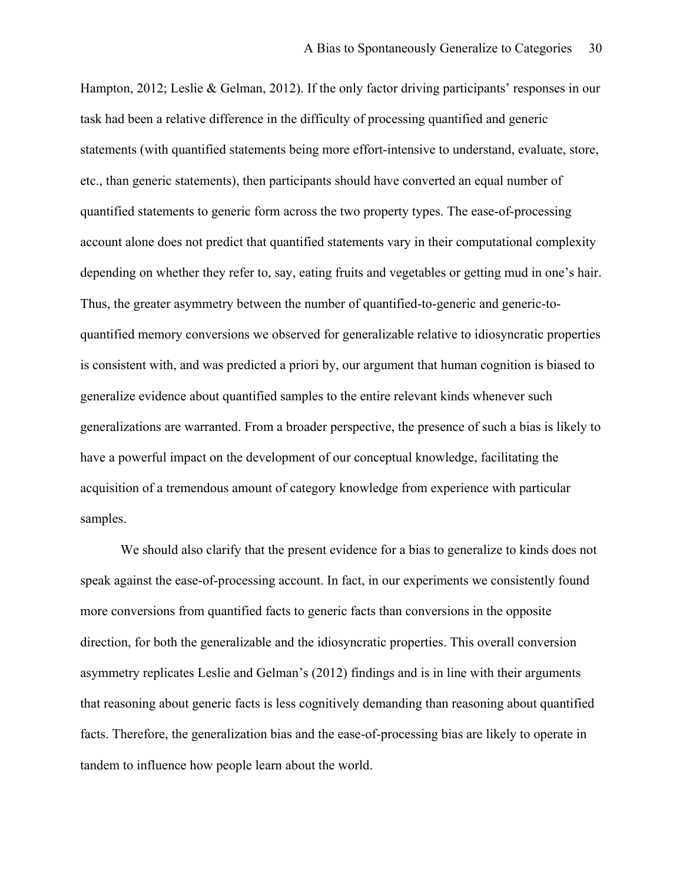Hampton, 2012; Leslie & Gelman, 2012). If the only factor driving participants' responses in our task had been a relative difference in the difficulty of processing quantified and generic statements (with quantified statements being more effort-intensive to understand, evaluate, store, etc., than generic statements), then participants should have converted an equal number of quantified statements to generic form across the two property types. The ease-of-processing account alone does not predict that quantified statements vary in their computational complexity depending on whether they refer to, say, eating fruits and vegetables or getting mud in one's hair. Thus, the greater asymmetry between the number of quantified-to-generic and generic-to-quantified memory conversions we observed for generalizable relative to idiosyncratic properties is consistent with, and was predicted a priori by, our argument that human cognition is biased to generalize evidence about quantified samples to the entire relevant kinds whenever such generalizations are warranted. From a broader perspective, the presence of such a bias is likely to have a powerful impact on the development of our conceptual knowledge, facilitating the acquisition of a tremendous amount of category knowledge from experience with particular samples.

We should also clarify that the present evidence for a bias to generalize to kinds does not speak against the ease-of-processing account. In fact, in our experiments we consistently found more conversions from quantified facts to generic facts than conversions in the opposite direction, for both the generalizable and the idiosyncratic properties. This overall conversion asymmetry replicates Leslie and Gelman's (2012) findings and is in line with their arguments that reasoning about generic facts is less cognitively demanding than reasoning about quantified facts. Therefore, the generalization bias and the ease-of-processing bias are likely to operate in tandem to influence how people learn about the world.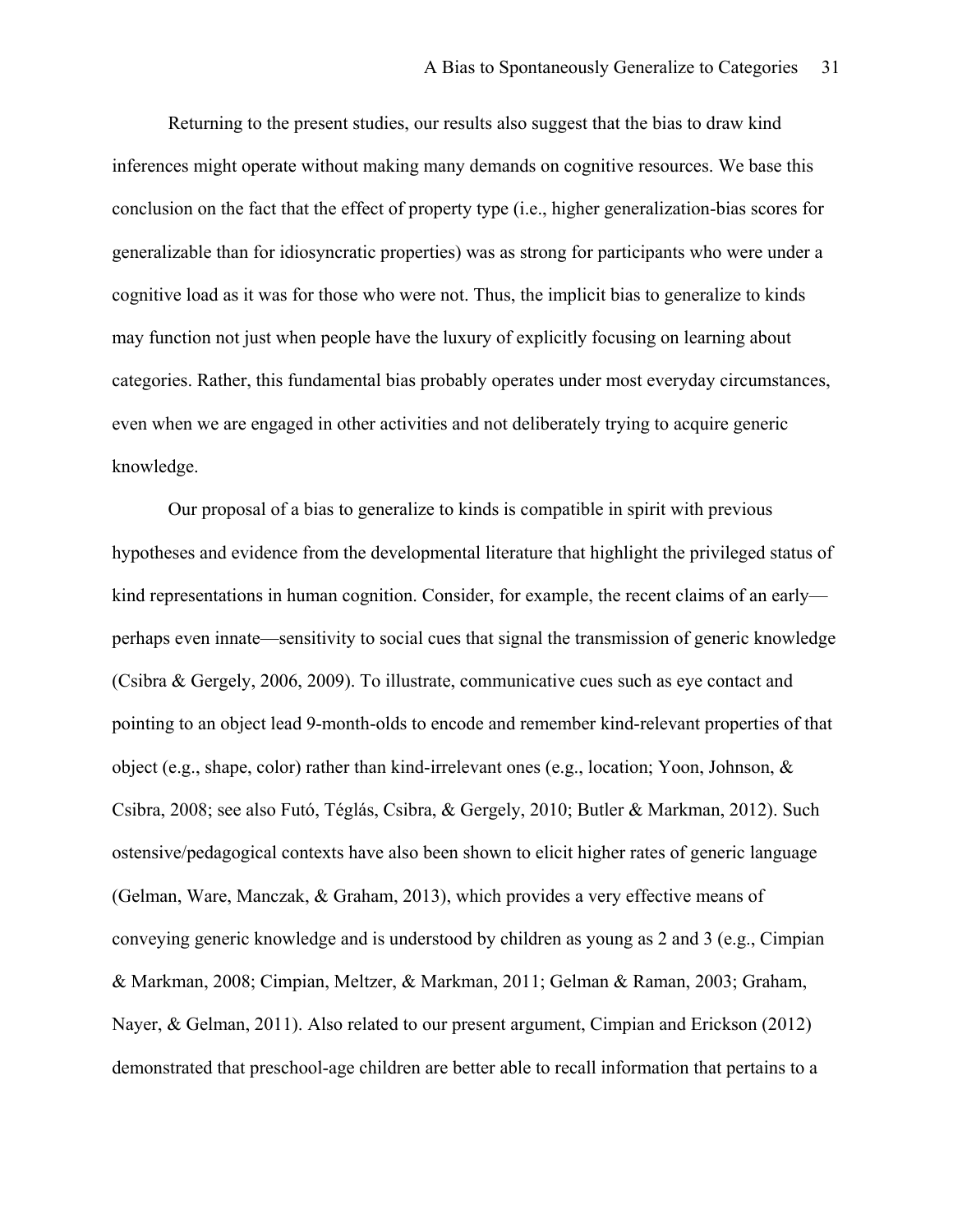Returning to the present studies, our results also suggest that the bias to draw kind inferences might operate without making many demands on cognitive resources. We base this conclusion on the fact that the effect of property type (i.e., higher generalization-bias scores for generalizable than for idiosyncratic properties) was as strong for participants who were under a cognitive load as it was for those who were not. Thus, the implicit bias to generalize to kinds may function not just when people have the luxury of explicitly focusing on learning about categories. Rather, this fundamental bias probably operates under most everyday circumstances, even when we are engaged in other activities and not deliberately trying to acquire generic knowledge.

Our proposal of a bias to generalize to kinds is compatible in spirit with previous hypotheses and evidence from the developmental literature that highlight the privileged status of kind representations in human cognition. Consider, for example, the recent claims of an early—perhaps even innate—sensitivity to social cues that signal the transmission of generic knowledge (Csibra & Gergely, 2006, 2009). To illustrate, communicative cues such as eye contact and pointing to an object lead 9-month-olds to encode and remember kind-relevant properties of that object (e.g., shape, color) rather than kind-irrelevant ones (e.g., location; Yoon, Johnson, & Csibra, 2008; see also Futó, Téglás, Csibra, & Gergely, 2010; Butler & Markman, 2012). Such ostensive/pedagogical contexts have also been shown to elicit higher rates of generic language (Gelman, Ware, Manczak, & Graham, 2013), which provides a very effective means of conveying generic knowledge and is understood by children as young as 2 and 3 (e.g., Cimpian & Markman, 2008; Cimpian, Meltzer, & Markman, 2011; Gelman & Raman, 2003; Graham, Nayer, & Gelman, 2011). Also related to our present argument, Cimpian and Erickson (2012) demonstrated that preschool-age children are better able to recall information that pertains to a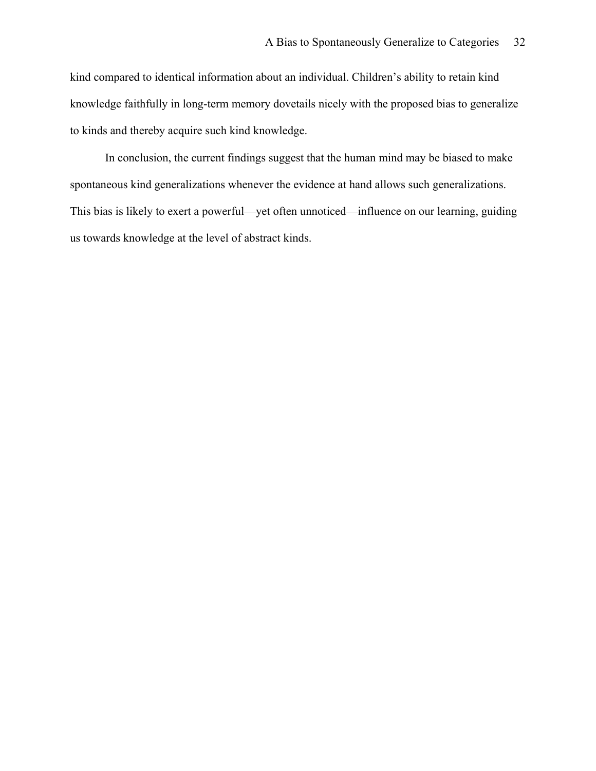kind compared to identical information about an individual. Children's ability to retain kind knowledge faithfully in long-term memory dovetails nicely with the proposed bias to generalize to kinds and thereby acquire such kind knowledge.

In conclusion, the current findings suggest that the human mind may be biased to make spontaneous kind generalizations whenever the evidence at hand allows such generalizations. This bias is likely to exert a powerful—yet often unnoticed—influence on our learning, guiding us towards knowledge at the level of abstract kinds.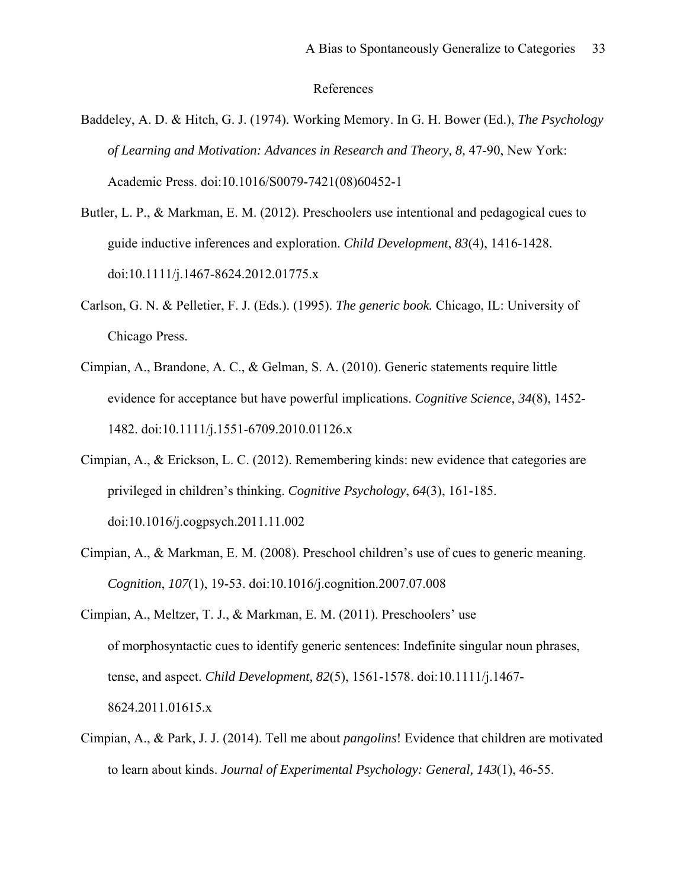# References

Baddeley, A. D. & Hitch, G. J. (1974). Working Memory. In G. H. Bower (Ed.), *The Psychology of Learning and Motivation: Advances in Research and Theory, 8,* 47-90, New York: Academic Press. doi:10.1016/S0079-7421(08)60452-1

Butler, L. P., & Markman, E. M. (2012). Preschoolers use intentional and pedagogical cues to guide inductive inferences and exploration. *Child Development*, *83*(4), 1416-1428. doi:10.1111/j.1467-8624.2012.01775.x

Carlson, G. N. & Pelletier, F. J. (Eds.). (1995). *The generic book.* Chicago, IL: University of Chicago Press.

Cimpian, A., Brandone, A. C., & Gelman, S. A. (2010). Generic statements require little evidence for acceptance but have powerful implications. *Cognitive Science*, *34*(8), 1452-1482. doi:10.1111/j.1551-6709.2010.01126.x

Cimpian, A., & Erickson, L. C. (2012). Remembering kinds: new evidence that categories are privileged in children's thinking. *Cognitive Psychology*, *64*(3), 161-185. doi:10.1016/j.cogpsych.2011.11.002

Cimpian, A., & Markman, E. M. (2008). Preschool children's use of cues to generic meaning. *Cognition*, *107*(1), 19-53. doi:10.1016/j.cognition.2007.07.008

Cimpian, A., Meltzer, T. J., & Markman, E. M. (2011). Preschoolers' use of morphosyntactic cues to identify generic sentences: Indefinite singular noun phrases, tense, and aspect. *Child Development, 82*(5), 1561-1578. doi:10.1111/j.1467-8624.2011.01615.x

Cimpian, A., & Park, J. J. (2014). Tell me about *pangolins*! Evidence that children are motivated to learn about kinds. *Journal of Experimental Psychology: General, 143*(1), 46-55.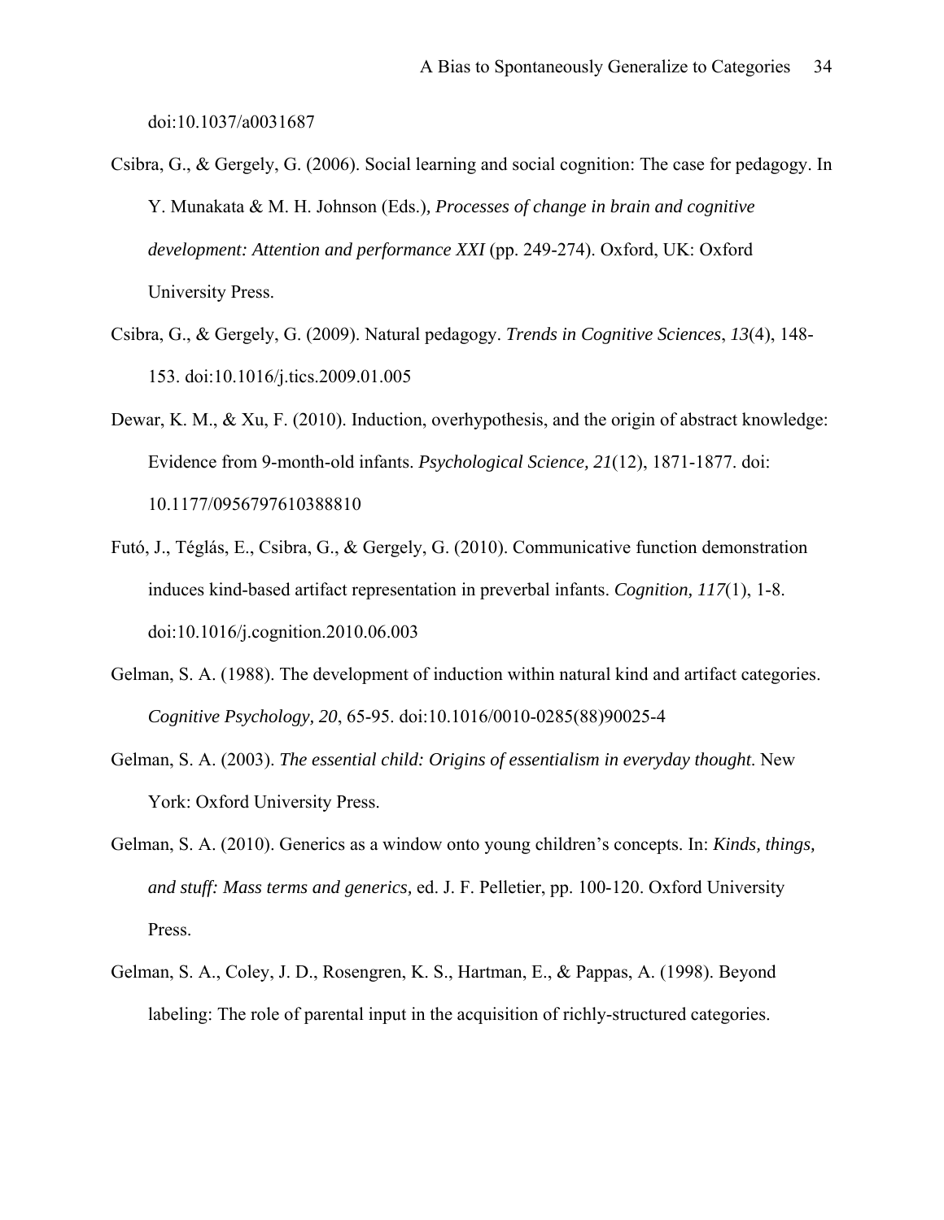doi:10.1037/a0031687

Csibra, G., & Gergely, G. (2006). Social learning and social cognition: The case for pedagogy. In Y. Munakata & M. H. Johnson (Eds.)*, Processes of change in brain and cognitive development: Attention and performance XXI* (pp. 249-274). Oxford, UK: Oxford University Press.

Csibra, G., & Gergely, G. (2009). Natural pedagogy. *Trends in Cognitive Sciences*, *13*(4), 148-153. doi:10.1016/j.tics.2009.01.005

Dewar, K. M., & Xu, F. (2010). Induction, overhypothesis, and the origin of abstract knowledge: Evidence from 9-month-old infants. *Psychological Science, 21*(12), 1871-1877. doi: 10.1177/0956797610388810

Futó, J., Téglás, E., Csibra, G., & Gergely, G. (2010). Communicative function demonstration induces kind-based artifact representation in preverbal infants. *Cognition, 117*(1), 1-8. doi:10.1016/j.cognition.2010.06.003

Gelman, S. A. (1988). The development of induction within natural kind and artifact categories. *Cognitive Psychology, 20*, 65-95. doi:10.1016/0010-0285(88)90025-4

Gelman, S. A. (2003). *The essential child: Origins of essentialism in everyday thought.* New York: Oxford University Press.

Gelman, S. A. (2010). Generics as a window onto young children's concepts. In: *Kinds, things, and stuff: Mass terms and generics,* ed. J. F. Pelletier, pp. 100-120. Oxford University Press.

Gelman, S. A., Coley, J. D., Rosengren, K. S., Hartman, E., & Pappas, A. (1998). Beyond labeling: The role of parental input in the acquisition of richly-structured categories.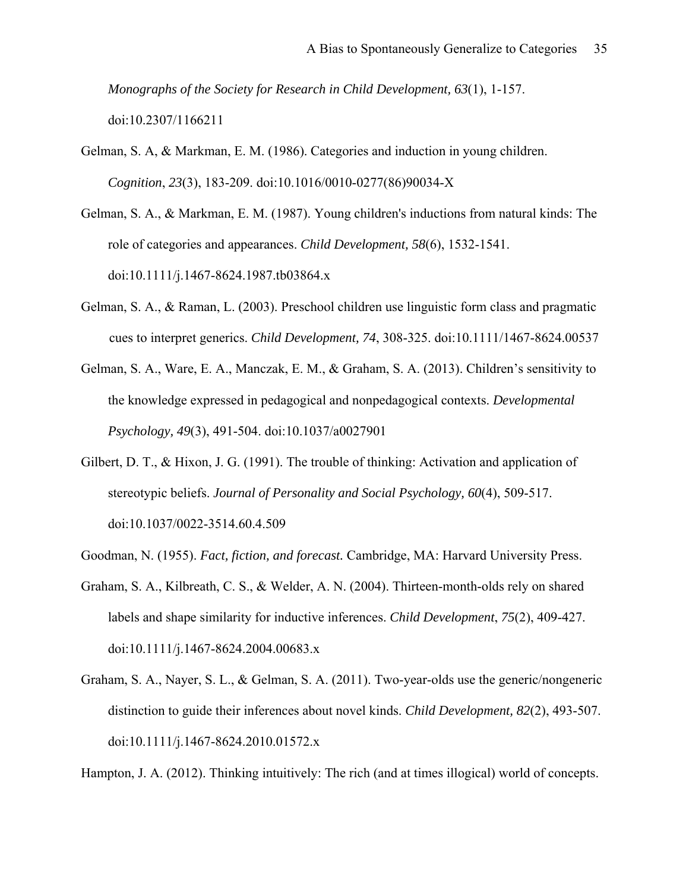*Monographs of the Society for Research in Child Development, 63*(1), 1-157. doi:10.2307/1166211

Gelman, S. A, & Markman, E. M. (1986). Categories and induction in young children. *Cognition*, *23*(3), 183-209. doi:10.1016/0010-0277(86)90034-X

Gelman, S. A., & Markman, E. M. (1987). Young children's inductions from natural kinds: The role of categories and appearances. *Child Development, 58*(6), 1532-1541. doi:10.1111/j.1467-8624.1987.tb03864.x

Gelman, S. A., & Raman, L. (2003). Preschool children use linguistic form class and pragmatic cues to interpret generics. *Child Development, 74*, 308-325. doi:10.1111/1467-8624.00537

Gelman, S. A., Ware, E. A., Manczak, E. M., & Graham, S. A. (2013). Children's sensitivity to the knowledge expressed in pedagogical and nonpedagogical contexts. *Developmental Psychology, 49*(3), 491-504. doi:10.1037/a0027901

Gilbert, D. T., & Hixon, J. G. (1991). The trouble of thinking: Activation and application of stereotypic beliefs. *Journal of Personality and Social Psychology, 60*(4), 509-517. doi:10.1037/0022-3514.60.4.509

Goodman, N. (1955). *Fact, fiction, and forecast.* Cambridge, MA: Harvard University Press.

Graham, S. A., Kilbreath, C. S., & Welder, A. N. (2004). Thirteen-month-olds rely on shared labels and shape similarity for inductive inferences. *Child Development*, *75*(2), 409-427. doi:10.1111/j.1467-8624.2004.00683.x

Graham, S. A., Nayer, S. L., & Gelman, S. A. (2011). Two-year-olds use the generic/nongeneric distinction to guide their inferences about novel kinds. *Child Development, 82*(2), 493-507. doi:10.1111/j.1467-8624.2010.01572.x

Hampton, J. A. (2012). Thinking intuitively: The rich (and at times illogical) world of concepts.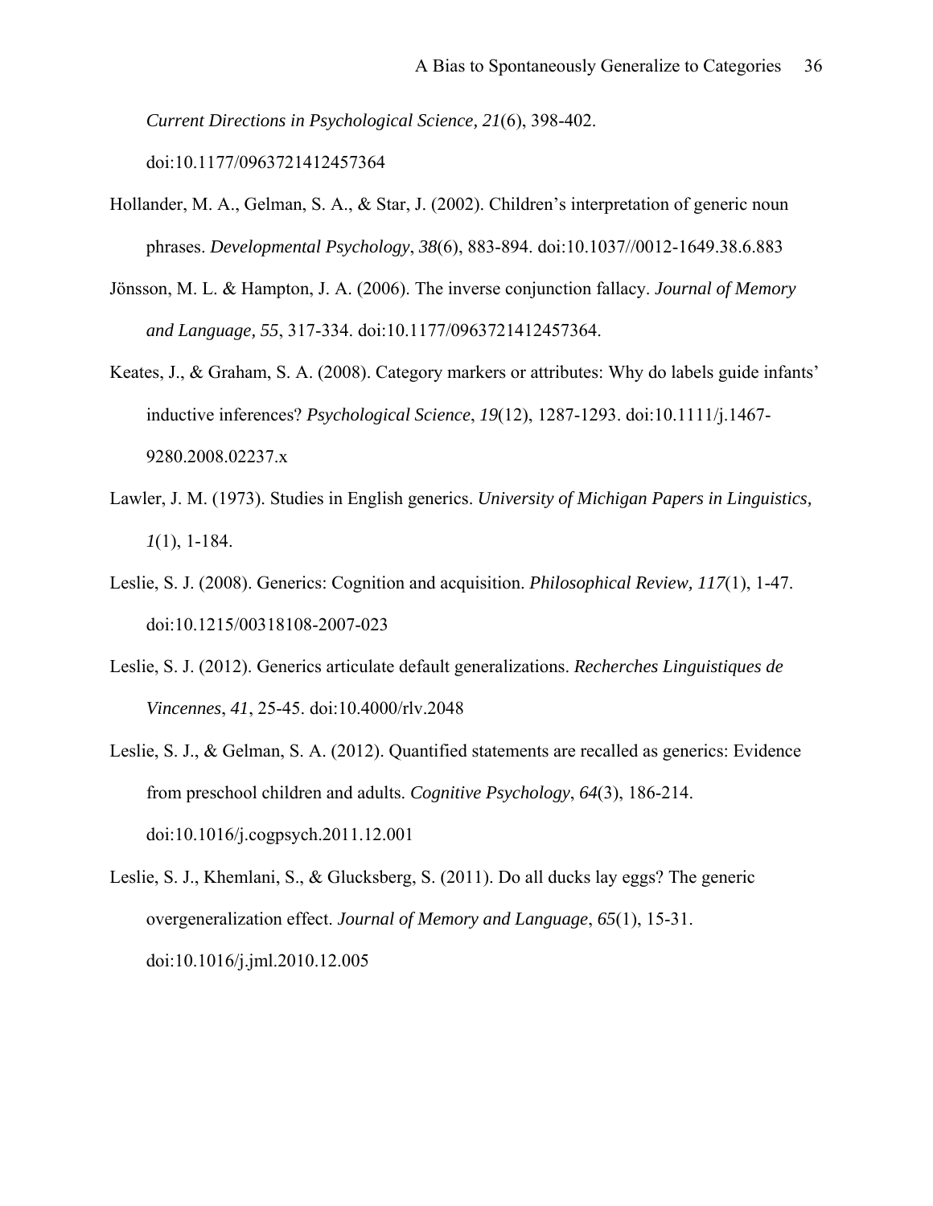*Current Directions in Psychological Science, 21*(6), 398-402. doi:10.1177/0963721412457364

Hollander, M. A., Gelman, S. A., & Star, J. (2002). Children's interpretation of generic noun phrases. *Developmental Psychology*, *38*(6), 883-894. doi:10.1037//0012-1649.38.6.883

Jönsson, M. L. & Hampton, J. A. (2006). The inverse conjunction fallacy. *Journal of Memory and Language, 55*, 317-334. doi:10.1177/0963721412457364.

Keates, J., & Graham, S. A. (2008). Category markers or attributes: Why do labels guide infants' inductive inferences? *Psychological Science*, *19*(12), 1287-1293. doi:10.1111/j.1467-9280.2008.02237.x

Lawler, J. M. (1973). Studies in English generics. *University of Michigan Papers in Linguistics, 1*(1), 1-184.

Leslie, S. J. (2008). Generics: Cognition and acquisition. *Philosophical Review, 117*(1), 1-47. doi:10.1215/00318108-2007-023

Leslie, S. J. (2012). Generics articulate default generalizations. *Recherches Linguistiques de Vincennes*, *41*, 25-45. doi:10.4000/rlv.2048

Leslie, S. J., & Gelman, S. A. (2012). Quantified statements are recalled as generics: Evidence from preschool children and adults. *Cognitive Psychology*, *64*(3), 186-214. doi:10.1016/j.cogpsych.2011.12.001

Leslie, S. J., Khemlani, S., & Glucksberg, S. (2011). Do all ducks lay eggs? The generic overgeneralization effect. *Journal of Memory and Language*, *65*(1), 15-31. doi:10.1016/j.jml.2010.12.005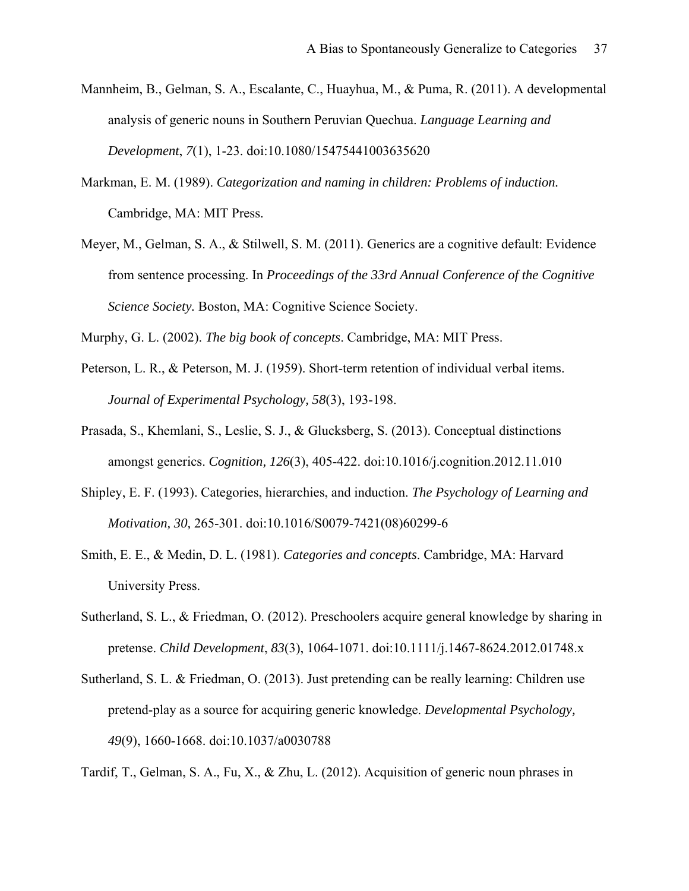Mannheim, B., Gelman, S. A., Escalante, C., Huayhua, M., & Puma, R. (2011). A developmental analysis of generic nouns in Southern Peruvian Quechua. *Language Learning and Development*, *7*(1), 1-23. doi:10.1080/15475441003635620

Markman, E. M. (1989). *Categorization and naming in children: Problems of induction.* Cambridge, MA: MIT Press.

Meyer, M., Gelman, S. A., & Stilwell, S. M. (2011). Generics are a cognitive default: Evidence from sentence processing. In *Proceedings of the 33rd Annual Conference of the Cognitive Science Society.* Boston, MA: Cognitive Science Society.

Murphy, G. L. (2002). *The big book of concepts*. Cambridge, MA: MIT Press.

Peterson, L. R., & Peterson, M. J. (1959). Short-term retention of individual verbal items. *Journal of Experimental Psychology, 58*(3), 193-198.

Prasada, S., Khemlani, S., Leslie, S. J., & Glucksberg, S. (2013). Conceptual distinctions amongst generics. *Cognition, 126*(3), 405-422. doi:10.1016/j.cognition.2012.11.010

Shipley, E. F. (1993). Categories, hierarchies, and induction. *The Psychology of Learning and Motivation, 30,* 265-301. doi:10.1016/S0079-7421(08)60299-6

Smith, E. E., & Medin, D. L. (1981). *Categories and concepts*. Cambridge, MA: Harvard University Press.

Sutherland, S. L., & Friedman, O. (2012). Preschoolers acquire general knowledge by sharing in pretense. *Child Development*, *83*(3), 1064-1071. doi:10.1111/j.1467-8624.2012.01748.x

Sutherland, S. L. & Friedman, O. (2013). Just pretending can be really learning: Children use pretend-play as a source for acquiring generic knowledge. *Developmental Psychology, 49*(9), 1660-1668. doi:10.1037/a0030788

Tardif, T., Gelman, S. A., Fu, X., & Zhu, L. (2012). Acquisition of generic noun phrases in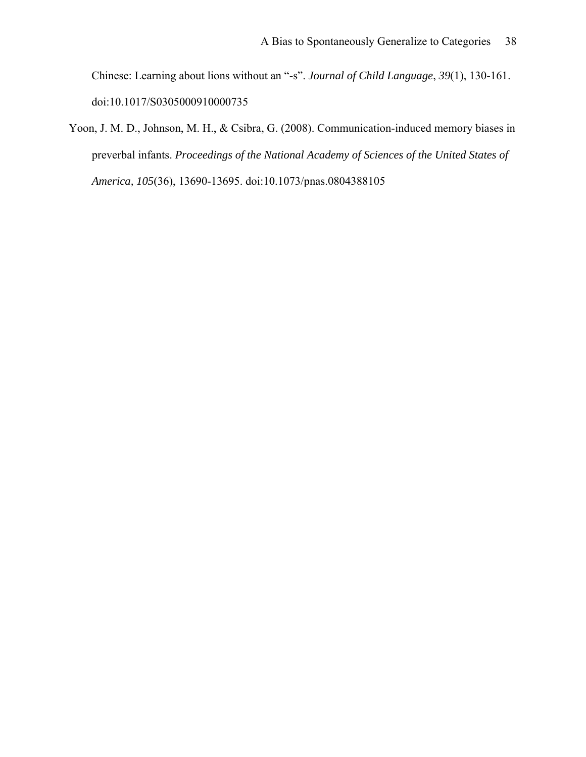Chinese: Learning about lions without an "-s". *Journal of Child Language*, *39*(1), 130-161. doi:10.1017/S0305000910000735

Yoon, J. M. D., Johnson, M. H., & Csibra, G. (2008). Communication-induced memory biases in preverbal infants. *Proceedings of the National Academy of Sciences of the United States of America, 105*(36), 13690-13695. doi:10.1073/pnas.0804388105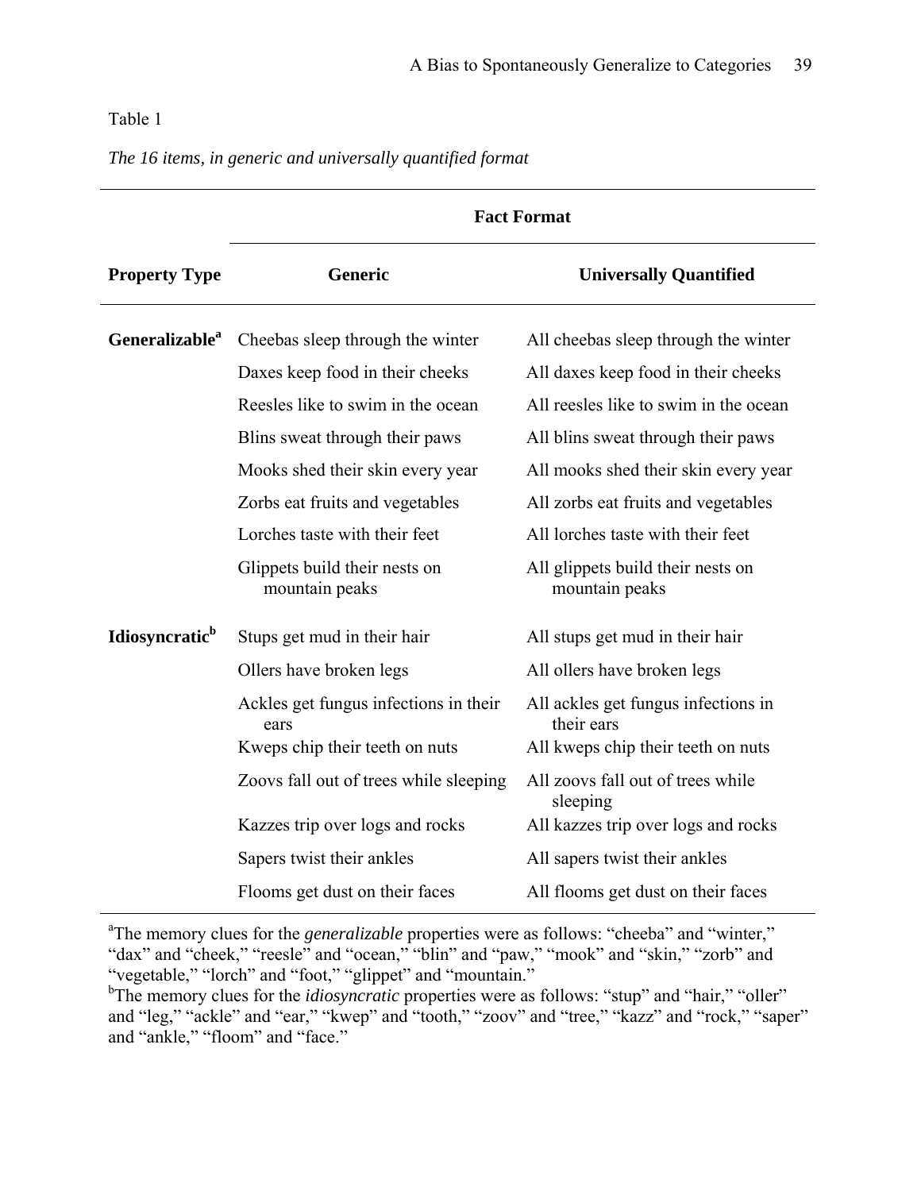Table 1

*The 16 items, in generic and universally quantified format*

| | Fact Format | |
|---|---|---|
| **Property Type** | **Generic** | **Universally Quantified** |
| **Generalizable**[a] | Cheebas sleep through the winter | All cheebas sleep through the winter |
| | Daxes keep food in their cheeks | All daxes keep food in their cheeks |
| | Reesles like to swim in the ocean | All reesles like to swim in the ocean |
| | Blins sweat through their paws | All blins sweat through their paws |
| | Mooks shed their skin every year | All mooks shed their skin every year |
| | Zorbs eat fruits and vegetables | All zorbs eat fruits and vegetables |
| | Lorches taste with their feet | All lorches taste with their feet |
| | Glippets build their nests on mountain peaks | All glippets build their nests on mountain peaks |
| **Idiosyncratic**[b] | Stups get mud in their hair | All stups get mud in their hair |
| | Ollers have broken legs | All ollers have broken legs |
| | Ackles get fungus infections in their ears | All ackles get fungus infections in their ears |
| | Kweps chip their teeth on nuts | All kweps chip their teeth on nuts |
| | Zoovs fall out of trees while sleeping | All zoovs fall out of trees while sleeping |
| | Kazzes trip over logs and rocks | All kazzes trip over logs and rocks |
| | Sapers twist their ankles | All sapers twist their ankles |
| | Flooms get dust on their faces | All flooms get dust on their faces |

[a]The memory clues for the *generalizable* properties were as follows: "cheeba" and "winter," "dax" and "cheek," "reesle" and "ocean," "blin" and "paw," "mook" and "skin," "zorb" and "vegetable," "lorch" and "foot," "glippet" and "mountain."

[b]The memory clues for the *idiosyncratic* properties were as follows: "stup" and "hair," "oller" and "leg," "ackle" and "ear," "kwep" and "tooth," "zoov" and "tree," "kazz" and "rock," "saper" and "ankle," "floom" and "face."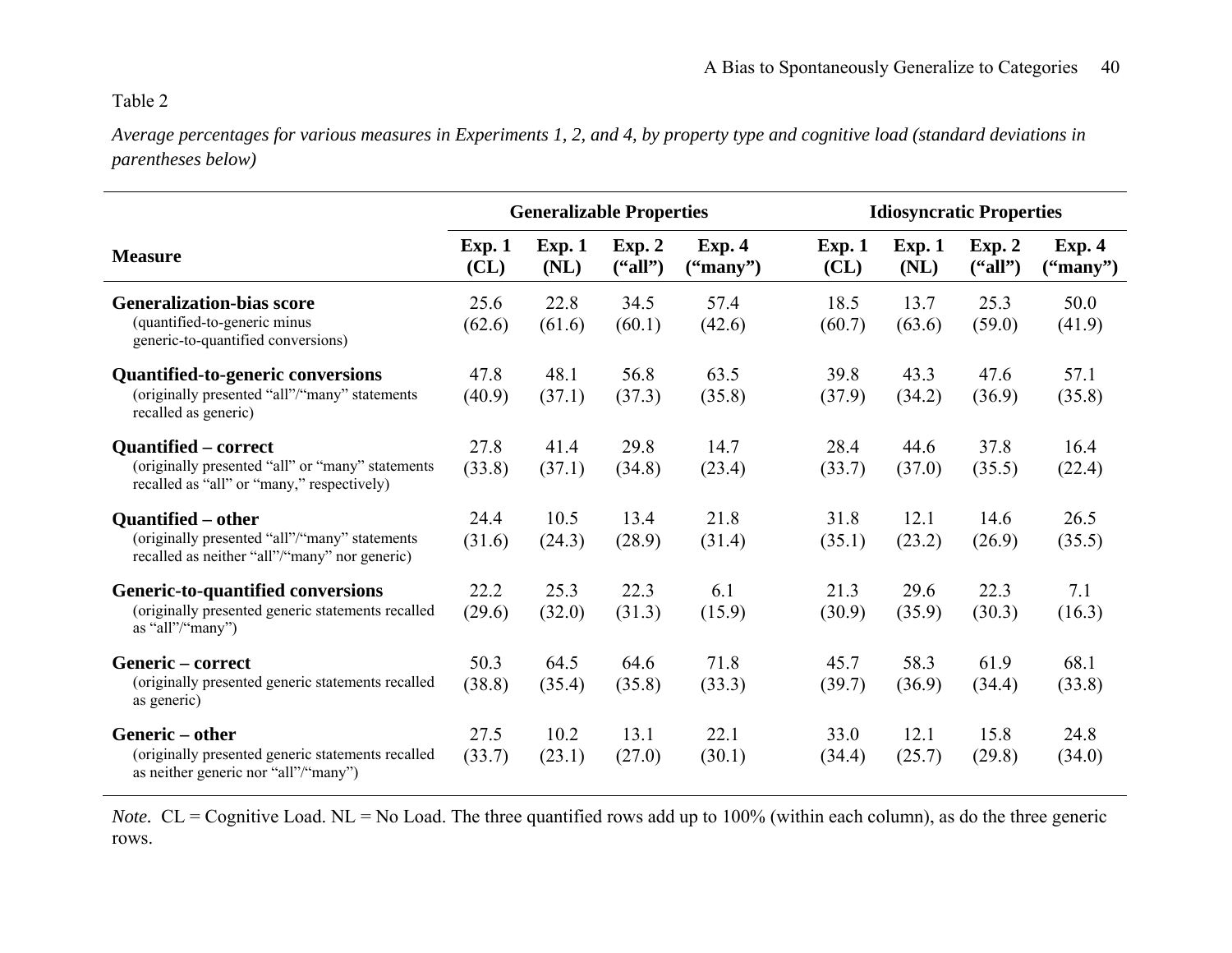Table 2

*Average percentages for various measures in Experiments 1, 2, and 4, by property type and cognitive load (standard deviations in parentheses below)*

| | **Generalizable Properties** | | | | **Idiosyncratic Properties** | | | |
|---|---|---|---|---|---|---|---|---|
| **Measure** | **Exp. 1 (CL)** | **Exp. 1 (NL)** | **Exp. 2 ("all")** | **Exp. 4 ("many")** | **Exp. 1 (CL)** | **Exp. 1 (NL)** | **Exp. 2 ("all")** | **Exp. 4 ("many")** |
| **Generalization-bias score** (quantified-to-generic minus generic-to-quantified conversions) | 25.6 (62.6) | 22.8 (61.6) | 34.5 (60.1) | 57.4 (42.6) | 18.5 (60.7) | 13.7 (63.6) | 25.3 (59.0) | 50.0 (41.9) |
| **Quantified-to-generic conversions** (originally presented "all"/"many" statements recalled as generic) | 47.8 (40.9) | 48.1 (37.1) | 56.8 (37.3) | 63.5 (35.8) | 39.8 (37.9) | 43.3 (34.2) | 47.6 (36.9) | 57.1 (35.8) |
| **Quantified – correct** (originally presented "all" or "many" statements recalled as "all" or "many," respectively) | 27.8 (33.8) | 41.4 (37.1) | 29.8 (34.8) | 14.7 (23.4) | 28.4 (33.7) | 44.6 (37.0) | 37.8 (35.5) | 16.4 (22.4) |
| **Quantified – other** (originally presented "all"/"many" statements recalled as neither "all"/"many" nor generic) | 24.4 (31.6) | 10.5 (24.3) | 13.4 (28.9) | 21.8 (31.4) | 31.8 (35.1) | 12.1 (23.2) | 14.6 (26.9) | 26.5 (35.5) |
| **Generic-to-quantified conversions** (originally presented generic statements recalled as "all"/"many") | 22.2 (29.6) | 25.3 (32.0) | 22.3 (31.3) | 6.1 (15.9) | 21.3 (30.9) | 29.6 (35.9) | 22.3 (30.3) | 7.1 (16.3) |
| **Generic – correct** (originally presented generic statements recalled as generic) | 50.3 (38.8) | 64.5 (35.4) | 64.6 (35.8) | 71.8 (33.3) | 45.7 (39.7) | 58.3 (36.9) | 61.9 (34.4) | 68.1 (33.8) |
| **Generic – other** (originally presented generic statements recalled as neither generic nor "all"/"many") | 27.5 (33.7) | 10.2 (23.1) | 13.1 (27.0) | 22.1 (30.1) | 33.0 (34.4) | 12.1 (25.7) | 15.8 (29.8) | 24.8 (34.0) |

*Note.* CL = Cognitive Load. NL = No Load. The three quantified rows add up to 100% (within each column), as do the three generic rows.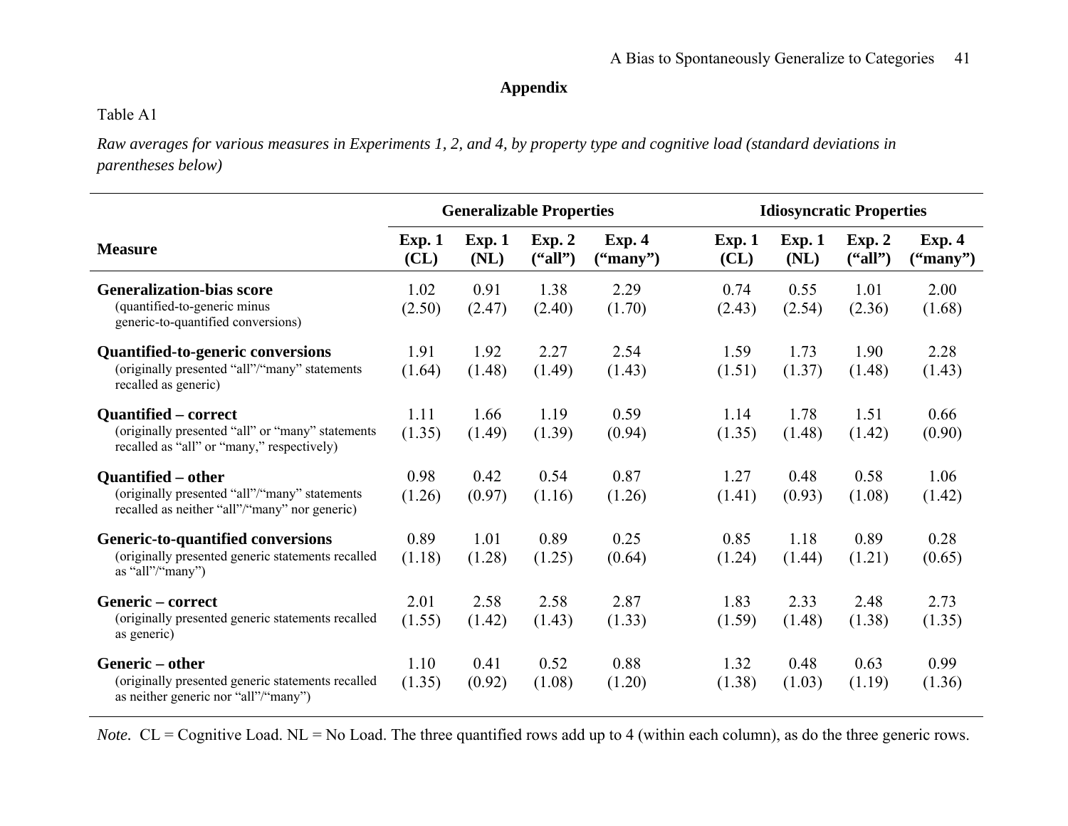## Appendix

Table A1

*Raw averages for various measures in Experiments 1, 2, and 4, by property type and cognitive load (standard deviations in parentheses below)*

| | Generalizable Properties | | | | Idiosyncratic Properties | | | |
|---|---|---|---|---|---|---|---|---|
| **Measure** | **Exp. 1 (CL)** | **Exp. 1 (NL)** | **Exp. 2 (“all”)** | **Exp. 4 (“many”)** | **Exp. 1 (CL)** | **Exp. 1 (NL)** | **Exp. 2 (“all”)** | **Exp. 4 (“many”)** |
| **Generalization-bias score** (quantified-to-generic minus generic-to-quantified conversions) | 1.02 (2.50) | 0.91 (2.47) | 1.38 (2.40) | 2.29 (1.70) | 0.74 (2.43) | 0.55 (2.54) | 1.01 (2.36) | 2.00 (1.68) |
| **Quantified-to-generic conversions** (originally presented “all”/“many” statements recalled as generic) | 1.91 (1.64) | 1.92 (1.48) | 2.27 (1.49) | 2.54 (1.43) | 1.59 (1.51) | 1.73 (1.37) | 1.90 (1.48) | 2.28 (1.43) |
| **Quantified – correct** (originally presented “all” or “many” statements recalled as “all” or “many,” respectively) | 1.11 (1.35) | 1.66 (1.49) | 1.19 (1.39) | 0.59 (0.94) | 1.14 (1.35) | 1.78 (1.48) | 1.51 (1.42) | 0.66 (0.90) |
| **Quantified – other** (originally presented “all”/“many” statements recalled as neither “all”/“many” nor generic) | 0.98 (1.26) | 0.42 (0.97) | 0.54 (1.16) | 0.87 (1.26) | 1.27 (1.41) | 0.48 (0.93) | 0.58 (1.08) | 1.06 (1.42) |
| **Generic-to-quantified conversions** (originally presented generic statements recalled as “all”/“many”) | 0.89 (1.18) | 1.01 (1.28) | 0.89 (1.25) | 0.25 (0.64) | 0.85 (1.24) | 1.18 (1.44) | 0.89 (1.21) | 0.28 (0.65) |
| **Generic – correct** (originally presented generic statements recalled as generic) | 2.01 (1.55) | 2.58 (1.42) | 2.58 (1.43) | 2.87 (1.33) | 1.83 (1.59) | 2.33 (1.48) | 2.48 (1.38) | 2.73 (1.35) |
| **Generic – other** (originally presented generic statements recalled as neither generic nor “all”/“many”) | 1.10 (1.35) | 0.41 (0.92) | 0.52 (1.08) | 0.88 (1.20) | 1.32 (1.38) | 0.48 (1.03) | 0.63 (1.19) | 0.99 (1.36) |

*Note*. CL = Cognitive Load. NL = No Load. The three quantified rows add up to 4 (within each column), as do the three generic rows.